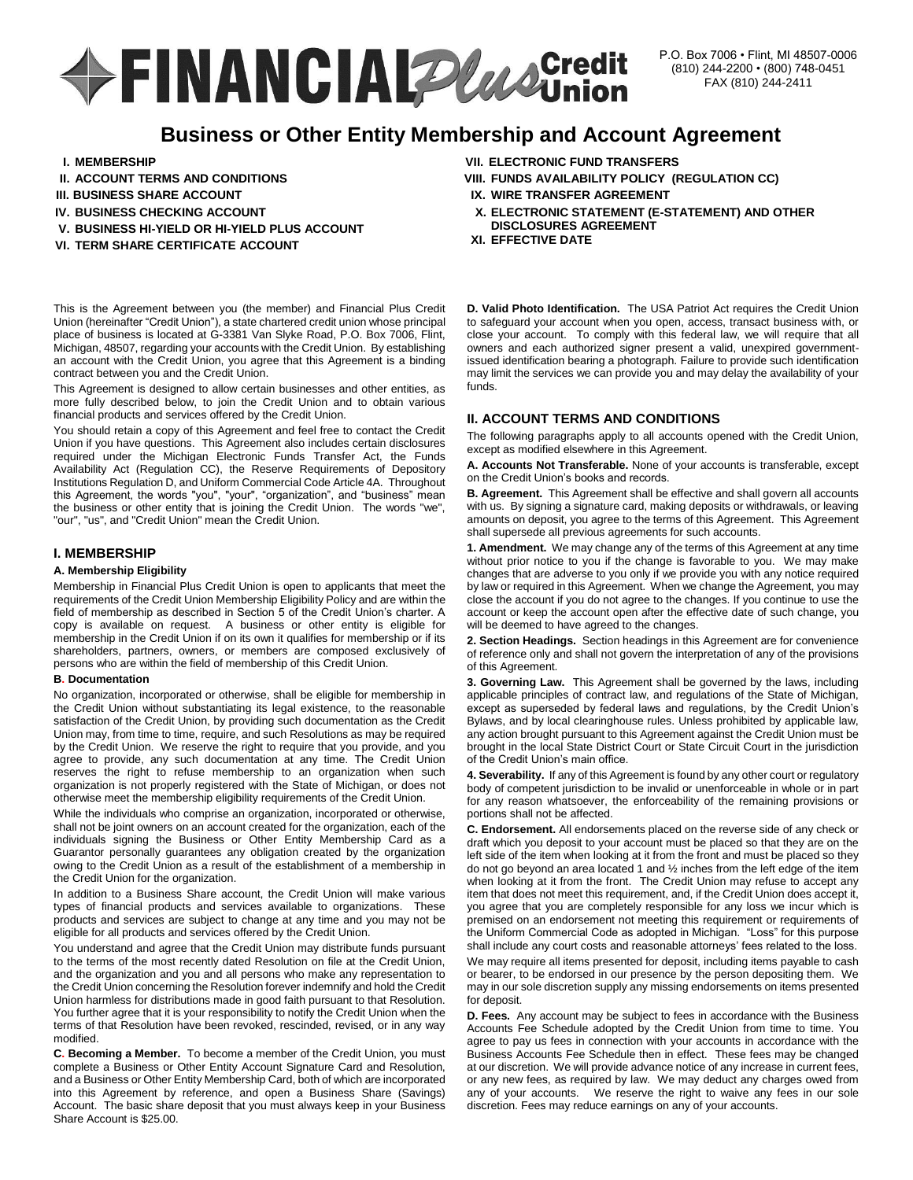FINANCIAL Plus Credit Union

P.O. Box 7006 • Flint, MI 48507-0006
(810) 244-2200 • (800) 748-0451
FAX (810) 244-2411

# Business or Other Entity Membership and Account Agreement

- I. MEMBERSHIP
- II. ACCOUNT TERMS AND CONDITIONS
- III. BUSINESS SHARE ACCOUNT
- IV. BUSINESS CHECKING ACCOUNT
- V. BUSINESS HI-YIELD OR HI-YIELD PLUS ACCOUNT
- VI. TERM SHARE CERTIFICATE ACCOUNT
- VII. ELECTRONIC FUND TRANSFERS
- VIII. FUNDS AVAILABILITY POLICY (REGULATION CC)
- IX. WIRE TRANSFER AGREEMENT
- X. ELECTRONIC STATEMENT (E-STATEMENT) AND OTHER DISCLOSURES AGREEMENT
- XI. EFFECTIVE DATE

This is the Agreement between you (the member) and Financial Plus Credit Union (hereinafter "Credit Union"), a state chartered credit union whose principal place of business is located at G-3381 Van Slyke Road, P.O. Box 7006, Flint, Michigan, 48507, regarding your accounts with the Credit Union. By establishing an account with the Credit Union, you agree that this Agreement is a binding contract between you and the Credit Union.

This Agreement is designed to allow certain businesses and other entities, as more fully described below, to join the Credit Union and to obtain various financial products and services offered by the Credit Union.

You should retain a copy of this Agreement and feel free to contact the Credit Union if you have questions. This Agreement also includes certain disclosures required under the Michigan Electronic Funds Transfer Act, the Funds Availability Act (Regulation CC), the Reserve Requirements of Depository Institutions Regulation D, and Uniform Commercial Code Article 4A. Throughout this Agreement, the words "you", "your", "organization", and "business" mean the business or other entity that is joining the Credit Union. The words "we", "our", "us", and "Credit Union" mean the Credit Union.

## I. MEMBERSHIP

### A. Membership Eligibility

Membership in Financial Plus Credit Union is open to applicants that meet the requirements of the Credit Union Membership Eligibility Policy and are within the field of membership as described in Section 5 of the Credit Union's charter. A copy is available on request. A business or other entity is eligible for membership in the Credit Union if on its own it qualifies for membership or if its shareholders, partners, owners, or members are composed exclusively of persons who are within the field of membership of this Credit Union.

### B. Documentation

No organization, incorporated or otherwise, shall be eligible for membership in the Credit Union without substantiating its legal existence, to the reasonable satisfaction of the Credit Union, by providing such documentation as the Credit Union may, from time to time, require, and such Resolutions as may be required by the Credit Union. We reserve the right to require that you provide, and you agree to provide, any such documentation at any time. The Credit Union reserves the right to refuse membership to an organization when such organization is not properly registered with the State of Michigan, or does not otherwise meet the membership eligibility requirements of the Credit Union.

While the individuals who comprise an organization, incorporated or otherwise, shall not be joint owners on an account created for the organization, each of the individuals signing the Business or Other Entity Membership Card as a Guarantor personally guarantees any obligation created by the organization owing to the Credit Union as a result of the establishment of a membership in the Credit Union for the organization.

In addition to a Business Share account, the Credit Union will make various types of financial products and services available to organizations. These products and services are subject to change at any time and you may not be eligible for all products and services offered by the Credit Union.

You understand and agree that the Credit Union may distribute funds pursuant to the terms of the most recently dated Resolution on file at the Credit Union, and the organization and you and all persons who make any representation to the Credit Union concerning the Resolution forever indemnify and hold the Credit Union harmless for distributions made in good faith pursuant to that Resolution. You further agree that it is your responsibility to notify the Credit Union when the terms of that Resolution have been revoked, rescinded, revised, or in any way modified.

**C. Becoming a Member.** To become a member of the Credit Union, you must complete a Business or Other Entity Account Signature Card and Resolution, and a Business or Other Entity Membership Card, both of which are incorporated into this Agreement by reference, and open a Business Share (Savings) Account. The basic share deposit that you must always keep in your Business Share Account is $25.00.

**D. Valid Photo Identification.** The USA Patriot Act requires the Credit Union to safeguard your account when you open, access, transact business with, or close your account. To comply with this federal law, we will require that all owners and each authorized signer present a valid, unexpired government-issued identification bearing a photograph. Failure to provide such identification may limit the services we can provide you and may delay the availability of your funds.

## II. ACCOUNT TERMS AND CONDITIONS

The following paragraphs apply to all accounts opened with the Credit Union, except as modified elsewhere in this Agreement.

**A. Accounts Not Transferable.** None of your accounts is transferable, except on the Credit Union's books and records.

**B. Agreement.** This Agreement shall be effective and shall govern all accounts with us. By signing a signature card, making deposits or withdrawals, or leaving amounts on deposit, you agree to the terms of this Agreement. This Agreement shall supersede all previous agreements for such accounts.

**1. Amendment.** We may change any of the terms of this Agreement at any time without prior notice to you if the change is favorable to you. We may make changes that are adverse to you only if we provide you with any notice required by law or required in this Agreement. When we change the Agreement, you may close the account if you do not agree to the changes. If you continue to use the account or keep the account open after the effective date of such change, you will be deemed to have agreed to the changes.

**2. Section Headings.** Section headings in this Agreement are for convenience of reference only and shall not govern the interpretation of any of the provisions of this Agreement.

**3. Governing Law.** This Agreement shall be governed by the laws, including applicable principles of contract law, and regulations of the State of Michigan, except as superseded by federal laws and regulations, by the Credit Union's Bylaws, and by local clearinghouse rules. Unless prohibited by applicable law, any action brought pursuant to this Agreement against the Credit Union must be brought in the local State District Court or State Circuit Court in the jurisdiction of the Credit Union's main office.

**4. Severability.** If any of this Agreement is found by any other court or regulatory body of competent jurisdiction to be invalid or unenforceable in whole or in part for any reason whatsoever, the enforceability of the remaining provisions or portions shall not be affected.

**C. Endorsement.** All endorsements placed on the reverse side of any check or draft which you deposit to your account must be placed so that they are on the left side of the item when looking at it from the front and must be placed so they do not go beyond an area located 1 and ½ inches from the left edge of the item when looking at it from the front. The Credit Union may refuse to accept any item that does not meet this requirement, and, if the Credit Union does accept it, you agree that you are completely responsible for any loss we incur which is premised on an endorsement not meeting this requirement or requirements of the Uniform Commercial Code as adopted in Michigan. "Loss" for this purpose shall include any court costs and reasonable attorneys' fees related to the loss.

We may require all items presented for deposit, including items payable to cash or bearer, to be endorsed in our presence by the person depositing them. We may in our sole discretion supply any missing endorsements on items presented for deposit.

**D. Fees.** Any account may be subject to fees in accordance with the Business Accounts Fee Schedule adopted by the Credit Union from time to time. You agree to pay us fees in connection with your accounts in accordance with the Business Accounts Fee Schedule then in effect. These fees may be changed at our discretion. We will provide advance notice of any increase in current fees, or any new fees, as required by law. We may deduct any charges owed from any of your accounts. We reserve the right to waive any fees in our sole discretion. Fees may reduce earnings on any of your accounts.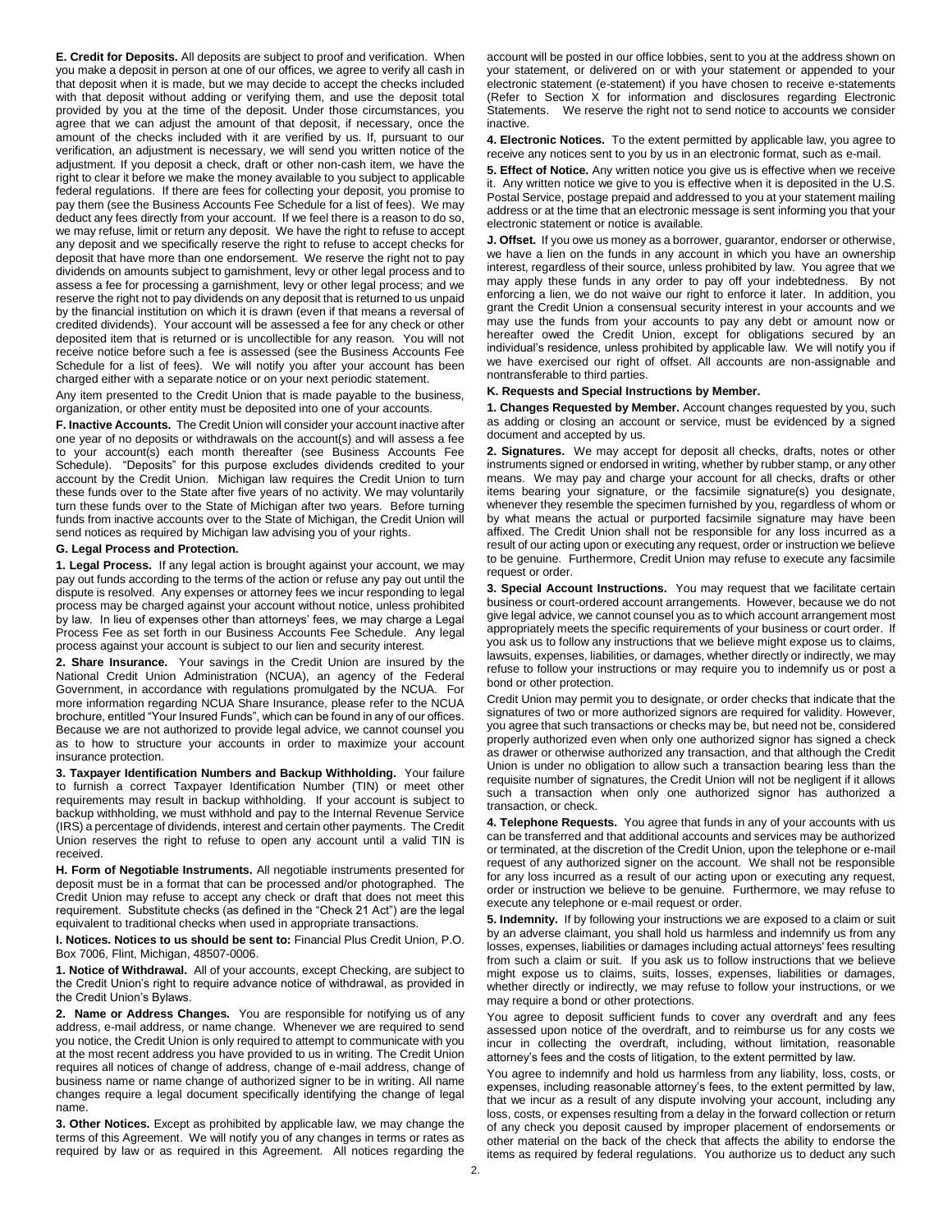**E. Credit for Deposits.** All deposits are subject to proof and verification. When you make a deposit in person at one of our offices, we agree to verify all cash in that deposit when it is made, but we may decide to accept the checks included with that deposit without adding or verifying them, and use the deposit total provided by you at the time of the deposit. Under those circumstances, you agree that we can adjust the amount of that deposit, if necessary, once the amount of the checks included with it are verified by us. If, pursuant to our verification, an adjustment is necessary, we will send you written notice of the adjustment. If you deposit a check, draft or other non-cash item, we have the right to clear it before we make the money available to you subject to applicable federal regulations. If there are fees for collecting your deposit, you promise to pay them (see the Business Accounts Fee Schedule for a list of fees). We may deduct any fees directly from your account. If we feel there is a reason to do so, we may refuse, limit or return any deposit. We have the right to refuse to accept any deposit and we specifically reserve the right to refuse to accept checks for deposit that have more than one endorsement. We reserve the right not to pay dividends on amounts subject to garnishment, levy or other legal process and to assess a fee for processing a garnishment, levy or other legal process; and we reserve the right not to pay dividends on any deposit that is returned to us unpaid by the financial institution on which it is drawn (even if that means a reversal of credited dividends). Your account will be assessed a fee for any check or other deposited item that is returned or is uncollectible for any reason. You will not receive notice before such a fee is assessed (see the Business Accounts Fee Schedule for a list of fees). We will notify you after your account has been charged either with a separate notice or on your next periodic statement.

Any item presented to the Credit Union that is made payable to the business, organization, or other entity must be deposited into one of your accounts.

**F. Inactive Accounts.** The Credit Union will consider your account inactive after one year of no deposits or withdrawals on the account(s) and will assess a fee to your account(s) each month thereafter (see Business Accounts Fee Schedule). "Deposits" for this purpose excludes dividends credited to your account by the Credit Union. Michigan law requires the Credit Union to turn these funds over to the State after five years of no activity. We may voluntarily turn these funds over to the State of Michigan after two years. Before turning funds from inactive accounts over to the State of Michigan, the Credit Union will send notices as required by Michigan law advising you of your rights.

**G. Legal Process and Protection.**

**1. Legal Process.** If any legal action is brought against your account, we may pay out funds according to the terms of the action or refuse any pay out until the dispute is resolved. Any expenses or attorney fees we incur responding to legal process may be charged against your account without notice, unless prohibited by law. In lieu of expenses other than attorneys' fees, we may charge a Legal Process Fee as set forth in our Business Accounts Fee Schedule. Any legal process against your account is subject to our lien and security interest.

**2. Share Insurance.** Your savings in the Credit Union are insured by the National Credit Union Administration (NCUA), an agency of the Federal Government, in accordance with regulations promulgated by the NCUA. For more information regarding NCUA Share Insurance, please refer to the NCUA brochure, entitled "Your Insured Funds", which can be found in any of our offices. Because we are not authorized to provide legal advice, we cannot counsel you as to how to structure your accounts in order to maximize your account insurance protection.

**3. Taxpayer Identification Numbers and Backup Withholding.** Your failure to furnish a correct Taxpayer Identification Number (TIN) or meet other requirements may result in backup withholding. If your account is subject to backup withholding, we must withhold and pay to the Internal Revenue Service (IRS) a percentage of dividends, interest and certain other payments. The Credit Union reserves the right to refuse to open any account until a valid TIN is received.

**H. Form of Negotiable Instruments.** All negotiable instruments presented for deposit must be in a format that can be processed and/or photographed. The Credit Union may refuse to accept any check or draft that does not meet this requirement. Substitute checks (as defined in the "Check 21 Act") are the legal equivalent to traditional checks when used in appropriate transactions.

**I. Notices. Notices to us should be sent to:** Financial Plus Credit Union, P.O. Box 7006, Flint, Michigan, 48507-0006.

**1. Notice of Withdrawal.** All of your accounts, except Checking, are subject to the Credit Union's right to require advance notice of withdrawal, as provided in the Credit Union's Bylaws.

**2. Name or Address Changes.** You are responsible for notifying us of any address, e-mail address, or name change. Whenever we are required to send you notice, the Credit Union is only required to attempt to communicate with you at the most recent address you have provided to us in writing. The Credit Union requires all notices of change of address, change of e-mail address, change of business name or name change of authorized signer to be in writing. All name changes require a legal document specifically identifying the change of legal name.

**3. Other Notices.** Except as prohibited by applicable law, we may change the terms of this Agreement. We will notify you of any changes in terms or rates as required by law or as required in this Agreement. All notices regarding the account will be posted in our office lobbies, sent to you at the address shown on your statement, or delivered on or with your statement or appended to your electronic statement (e-statement) if you have chosen to receive e-statements (Refer to Section X for information and disclosures regarding Electronic Statements. We reserve the right not to send notice to accounts we consider inactive.

**4. Electronic Notices.** To the extent permitted by applicable law, you agree to receive any notices sent to you by us in an electronic format, such as e-mail.

**5. Effect of Notice.** Any written notice you give us is effective when we receive it. Any written notice we give to you is effective when it is deposited in the U.S. Postal Service, postage prepaid and addressed to you at your statement mailing address or at the time that an electronic message is sent informing you that your electronic statement or notice is available.

**J. Offset.** If you owe us money as a borrower, guarantor, endorser or otherwise, we have a lien on the funds in any account in which you have an ownership interest, regardless of their source, unless prohibited by law. You agree that we may apply these funds in any order to pay off your indebtedness. By not enforcing a lien, we do not waive our right to enforce it later. In addition, you grant the Credit Union a consensual security interest in your accounts and we may use the funds from your accounts to pay any debt or amount now or hereafter owed the Credit Union, except for obligations secured by an individual's residence, unless prohibited by applicable law. We will notify you if we have exercised our right of offset. All accounts are non-assignable and nontransferable to third parties.

**K. Requests and Special Instructions by Member.**

**1. Changes Requested by Member.** Account changes requested by you, such as adding or closing an account or service, must be evidenced by a signed document and accepted by us.

**2. Signatures.** We may accept for deposit all checks, drafts, notes or other instruments signed or endorsed in writing, whether by rubber stamp, or any other means. We may pay and charge your account for all checks, drafts or other items bearing your signature, or the facsimile signature(s) you designate, whenever they resemble the specimen furnished by you, regardless of whom or by what means the actual or purported facsimile signature may have been affixed. The Credit Union shall not be responsible for any loss incurred as a result of our acting upon or executing any request, order or instruction we believe to be genuine. Furthermore, Credit Union may refuse to execute any facsimile request or order.

**3. Special Account Instructions.** You may request that we facilitate certain business or court-ordered account arrangements. However, because we do not give legal advice, we cannot counsel you as to which account arrangement most appropriately meets the specific requirements of your business or court order. If you ask us to follow any instructions that we believe might expose us to claims, lawsuits, expenses, liabilities, or damages, whether directly or indirectly, we may refuse to follow your instructions or may require you to indemnify us or post a bond or other protection.

Credit Union may permit you to designate, or order checks that indicate that the signatures of two or more authorized signors are required for validity. However, you agree that such transactions or checks may be, but need not be, considered properly authorized even when only one authorized signor has signed a check as drawer or otherwise authorized any transaction, and that although the Credit Union is under no obligation to allow such a transaction bearing less than the requisite number of signatures, the Credit Union will not be negligent if it allows such a transaction when only one authorized signor has authorized a transaction, or check.

**4. Telephone Requests.** You agree that funds in any of your accounts with us can be transferred and that additional accounts and services may be authorized or terminated, at the discretion of the Credit Union, upon the telephone or e-mail request of any authorized signer on the account. We shall not be responsible for any loss incurred as a result of our acting upon or executing any request, order or instruction we believe to be genuine. Furthermore, we may refuse to execute any telephone or e-mail request or order.

**5. Indemnity.** If by following your instructions we are exposed to a claim or suit by an adverse claimant, you shall hold us harmless and indemnify us from any losses, expenses, liabilities or damages including actual attorneys' fees resulting from such a claim or suit. If you ask us to follow instructions that we believe might expose us to claims, suits, losses, expenses, liabilities or damages, whether directly or indirectly, we may refuse to follow your instructions, or we may require a bond or other protections.

You agree to deposit sufficient funds to cover any overdraft and any fees assessed upon notice of the overdraft, and to reimburse us for any costs we incur in collecting the overdraft, including, without limitation, reasonable attorney's fees and the costs of litigation, to the extent permitted by law.

You agree to indemnify and hold us harmless from any liability, loss, costs, or expenses, including reasonable attorney's fees, to the extent permitted by law, that we incur as a result of any dispute involving your account, including any loss, costs, or expenses resulting from a delay in the forward collection or return of any check you deposit caused by improper placement of endorsements or other material on the back of the check that affects the ability to endorse the items as required by federal regulations. You authorize us to deduct any such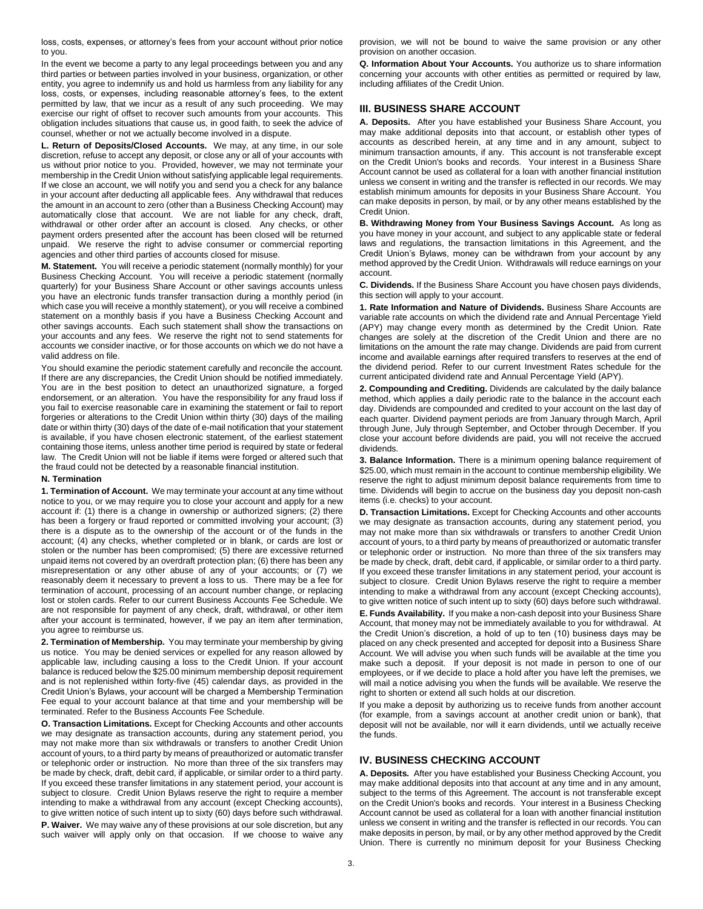loss, costs, expenses, or attorney's fees from your account without prior notice to you.

In the event we become a party to any legal proceedings between you and any third parties or between parties involved in your business, organization, or other entity, you agree to indemnify us and hold us harmless from any liability for any loss, costs, or expenses, including reasonable attorney's fees, to the extent permitted by law, that we incur as a result of any such proceeding. We may exercise our right of offset to recover such amounts from your accounts. This obligation includes situations that cause us, in good faith, to seek the advice of counsel, whether or not we actually become involved in a dispute.

**L. Return of Deposits/Closed Accounts.** We may, at any time, in our sole discretion, refuse to accept any deposit, or close any or all of your accounts with us without prior notice to you. Provided, however, we may not terminate your membership in the Credit Union without satisfying applicable legal requirements. If we close an account, we will notify you and send you a check for any balance in your account after deducting all applicable fees. Any withdrawal that reduces the amount in an account to zero (other than a Business Checking Account) may automatically close that account. We are not liable for any check, draft, withdrawal or other order after an account is closed. Any checks, or other payment orders presented after the account has been closed will be returned unpaid. We reserve the right to advise consumer or commercial reporting agencies and other third parties of accounts closed for misuse.

**M. Statement.** You will receive a periodic statement (normally monthly) for your Business Checking Account. You will receive a periodic statement (normally quarterly) for your Business Share Account or other savings accounts unless you have an electronic funds transfer transaction during a monthly period (in which case you will receive a monthly statement), or you will receive a combined statement on a monthly basis if you have a Business Checking Account and other savings accounts. Each such statement shall show the transactions on your accounts and any fees. We reserve the right not to send statements for accounts we consider inactive, or for those accounts on which we do not have a valid address on file.

You should examine the periodic statement carefully and reconcile the account. If there are any discrepancies, the Credit Union should be notified immediately. You are in the best position to detect an unauthorized signature, a forged endorsement, or an alteration. You have the responsibility for any fraud loss if you fail to exercise reasonable care in examining the statement or fail to report forgeries or alterations to the Credit Union within thirty (30) days of the mailing date or within thirty (30) days of the date of e-mail notification that your statement is available, if you have chosen electronic statement, of the earliest statement containing those items, unless another time period is required by state or federal law. The Credit Union will not be liable if items were forged or altered such that the fraud could not be detected by a reasonable financial institution.

**N. Termination**

**1. Termination of Account.** We may terminate your account at any time without notice to you, or we may require you to close your account and apply for a new account if: (1) there is a change in ownership or authorized signers; (2) there has been a forgery or fraud reported or committed involving your account; (3) there is a dispute as to the ownership of the account or of the funds in the account; (4) any checks, whether completed or in blank, or cards are lost or stolen or the number has been compromised; (5) there are excessive returned unpaid items not covered by an overdraft protection plan; (6) there has been any misrepresentation or any other abuse of any of your accounts; or (7) we reasonably deem it necessary to prevent a loss to us. There may be a fee for termination of account, processing of an account number change, or replacing lost or stolen cards. Refer to our current Business Accounts Fee Schedule. We are not responsible for payment of any check, draft, withdrawal, or other item after your account is terminated, however, if we pay an item after termination, you agree to reimburse us.

**2. Termination of Membership.** You may terminate your membership by giving us notice. You may be denied services or expelled for any reason allowed by applicable law, including causing a loss to the Credit Union. If your account balance is reduced below the $25.00 minimum membership deposit requirement and is not replenished within forty-five (45) calendar days, as provided in the Credit Union's Bylaws, your account will be charged a Membership Termination Fee equal to your account balance at that time and your membership will be terminated. Refer to the Business Accounts Fee Schedule.

**O. Transaction Limitations.** Except for Checking Accounts and other accounts we may designate as transaction accounts, during any statement period, you may not make more than six withdrawals or transfers to another Credit Union account of yours, to a third party by means of preauthorized or automatic transfer or telephonic order or instruction. No more than three of the six transfers may be made by check, draft, debit card, if applicable, or similar order to a third party. If you exceed these transfer limitations in any statement period, your account is subject to closure. Credit Union Bylaws reserve the right to require a member intending to make a withdrawal from any account (except Checking accounts), to give written notice of such intent up to sixty (60) days before such withdrawal.

**P. Waiver.** We may waive any of these provisions at our sole discretion, but any such waiver will apply only on that occasion. If we choose to waive any provision, we will not be bound to waive the same provision or any other provision on another occasion.

**Q. Information About Your Accounts.** You authorize us to share information concerning your accounts with other entities as permitted or required by law, including affiliates of the Credit Union.

## III. BUSINESS SHARE ACCOUNT

**A. Deposits.** After you have established your Business Share Account, you may make additional deposits into that account, or establish other types of accounts as described herein, at any time and in any amount, subject to minimum transaction amounts, if any. This account is not transferable except on the Credit Union's books and records. Your interest in a Business Share Account cannot be used as collateral for a loan with another financial institution unless we consent in writing and the transfer is reflected in our records. We may establish minimum amounts for deposits in your Business Share Account. You can make deposits in person, by mail, or by any other means established by the Credit Union.

**B. Withdrawing Money from Your Business Savings Account.** As long as you have money in your account, and subject to any applicable state or federal laws and regulations, the transaction limitations in this Agreement, and the Credit Union's Bylaws, money can be withdrawn from your account by any method approved by the Credit Union. Withdrawals will reduce earnings on your account.

**C. Dividends.** If the Business Share Account you have chosen pays dividends, this section will apply to your account.

**1. Rate Information and Nature of Dividends.** Business Share Accounts are variable rate accounts on which the dividend rate and Annual Percentage Yield (APY) may change every month as determined by the Credit Union. Rate changes are solely at the discretion of the Credit Union and there are no limitations on the amount the rate may change. Dividends are paid from current income and available earnings after required transfers to reserves at the end of the dividend period. Refer to our current Investment Rates schedule for the current anticipated dividend rate and Annual Percentage Yield (APY).

**2. Compounding and Crediting.** Dividends are calculated by the daily balance method, which applies a daily periodic rate to the balance in the account each day. Dividends are compounded and credited to your account on the last day of each quarter. Dividend payment periods are from January through March, April through June, July through September, and October through December. If you close your account before dividends are paid, you will not receive the accrued dividends.

**3. Balance Information.** There is a minimum opening balance requirement of $25.00, which must remain in the account to continue membership eligibility. We reserve the right to adjust minimum deposit balance requirements from time to time. Dividends will begin to accrue on the business day you deposit non-cash items (i.e. checks) to your account.

**D. Transaction Limitations.** Except for Checking Accounts and other accounts we may designate as transaction accounts, during any statement period, you may not make more than six withdrawals or transfers to another Credit Union account of yours, to a third party by means of preauthorized or automatic transfer or telephonic order or instruction. No more than three of the six transfers may be made by check, draft, debit card, if applicable, or similar order to a third party. If you exceed these transfer limitations in any statement period, your account is subject to closure. Credit Union Bylaws reserve the right to require a member intending to make a withdrawal from any account (except Checking accounts), to give written notice of such intent up to sixty (60) days before such withdrawal.

**E. Funds Availability.** If you make a non-cash deposit into your Business Share Account, that money may not be immediately available to you for withdrawal. At the Credit Union's discretion, a hold of up to ten (10) business days may be placed on any check presented and accepted for deposit into a Business Share Account. We will advise you when such funds will be available at the time you make such a deposit. If your deposit is not made in person to one of our employees, or if we decide to place a hold after you have left the premises, we will mail a notice advising you when the funds will be available. We reserve the right to shorten or extend all such holds at our discretion.

If you make a deposit by authorizing us to receive funds from another account (for example, from a savings account at another credit union or bank), that deposit will not be available, nor will it earn dividends, until we actually receive the funds.

## IV. BUSINESS CHECKING ACCOUNT

**A. Deposits.** After you have established your Business Checking Account, you may make additional deposits into that account at any time and in any amount, subject to the terms of this Agreement. The account is not transferable except on the Credit Union's books and records. Your interest in a Business Checking Account cannot be used as collateral for a loan with another financial institution unless we consent in writing and the transfer is reflected in our records. You can make deposits in person, by mail, or by any other method approved by the Credit Union. There is currently no minimum deposit for your Business Checking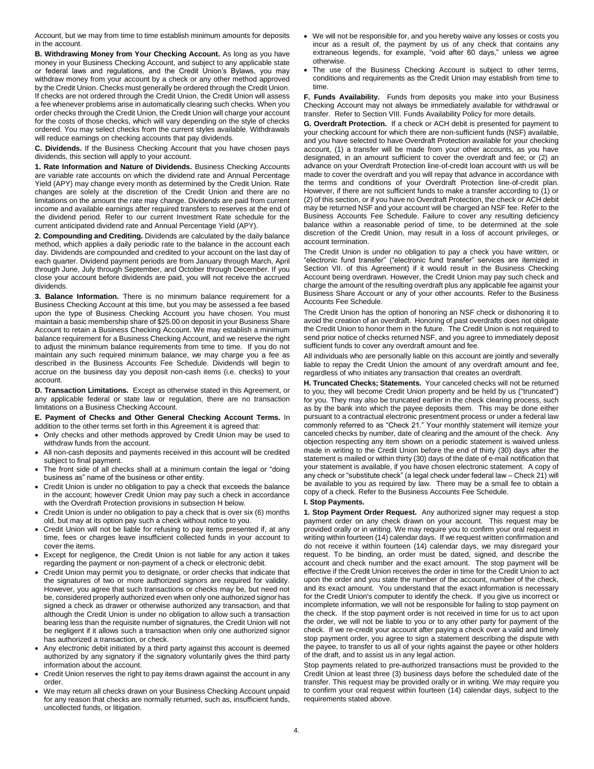Account, but we may from time to time establish minimum amounts for deposits in the account.

**B. Withdrawing Money from Your Checking Account.** As long as you have money in your Business Checking Account, and subject to any applicable state or federal laws and regulations, and the Credit Union's Bylaws, you may withdraw money from your account by a check or any other method approved by the Credit Union. Checks must generally be ordered through the Credit Union. If checks are not ordered through the Credit Union, the Credit Union will assess a fee whenever problems arise in automatically clearing such checks. When you order checks through the Credit Union, the Credit Union will charge your account for the costs of those checks, which will vary depending on the style of checks ordered. You may select checks from the current styles available. Withdrawals will reduce earnings on checking accounts that pay dividends.

**C. Dividends.** If the Business Checking Account that you have chosen pays dividends, this section will apply to your account.

**1. Rate Information and Nature of Dividends.** Business Checking Accounts are variable rate accounts on which the dividend rate and Annual Percentage Yield (APY) may change every month as determined by the Credit Union. Rate changes are solely at the discretion of the Credit Union and there are no limitations on the amount the rate may change. Dividends are paid from current income and available earnings after required transfers to reserves at the end of the dividend period. Refer to our current Investment Rate schedule for the current anticipated dividend rate and Annual Percentage Yield (APY).

**2. Compounding and Crediting.** Dividends are calculated by the daily balance method, which applies a daily periodic rate to the balance in the account each day. Dividends are compounded and credited to your account on the last day of each quarter. Dividend payment periods are from January through March, April through June, July through September, and October through December. If you close your account before dividends are paid, you will not receive the accrued dividends.

**3. Balance Information.** There is no minimum balance requirement for a Business Checking Account at this time, but you may be assessed a fee based upon the type of Business Checking Account you have chosen. You must maintain a basic membership share of $25.00 on deposit in your Business Share Account to retain a Business Checking Account. We may establish a minimum balance requirement for a Business Checking Account, and we reserve the right to adjust the minimum balance requirements from time to time. If you do not maintain any such required minimum balance, we may charge you a fee as described in the Business Accounts Fee Schedule. Dividends will begin to accrue on the business day you deposit non-cash items (i.e. checks) to your account.

**D. Transaction Limitations.** Except as otherwise stated in this Agreement, or any applicable federal or state law or regulation, there are no transaction limitations on a Business Checking Account.

**E. Payment of Checks and Other General Checking Account Terms.** In addition to the other terms set forth in this Agreement it is agreed that:

- Only checks and other methods approved by Credit Union may be used to withdraw funds from the account.
- All non-cash deposits and payments received in this account will be credited subject to final payment.
- The front side of all checks shall at a minimum contain the legal or "doing business as" name of the business or other entity.
- Credit Union is under no obligation to pay a check that exceeds the balance in the account; however Credit Union may pay such a check in accordance with the Overdraft Protection provisions in subsection H below.
- Credit Union is under no obligation to pay a check that is over six (6) months old, but may at its option pay such a check without notice to you.
- Credit Union will not be liable for refusing to pay items presented if, at any time, fees or charges leave insufficient collected funds in your account to cover the items.
- Except for negligence, the Credit Union is not liable for any action it takes regarding the payment or non-payment of a check or electronic debit.
- Credit Union may permit you to designate, or order checks that indicate that the signatures of two or more authorized signors are required for validity. However, you agree that such transactions or checks may be, but need not be, considered properly authorized even when only one authorized signor has signed a check as drawer or otherwise authorized any transaction, and that although the Credit Union is under no obligation to allow such a transaction bearing less than the requisite number of signatures, the Credit Union will not be negligent if it allows such a transaction when only one authorized signor has authorized a transaction, or check.
- Any electronic debit initiated by a third party against this account is deemed authorized by any signatory if the signatory voluntarily gives the third party information about the account.
- Credit Union reserves the right to pay items drawn against the account in any order.
- We may return all checks drawn on your Business Checking Account unpaid for any reason that checks are normally returned, such as, insufficient funds, uncollected funds, or litigation.
- We will not be responsible for, and you hereby waive any losses or costs you incur as a result of, the payment by us of any check that contains any extraneous legends, for example, "void after 60 days," unless we agree otherwise.
- The use of the Business Checking Account is subject to other terms, conditions and requirements as the Credit Union may establish from time to time.

**F. Funds Availability.** Funds from deposits you make into your Business Checking Account may not always be immediately available for withdrawal or transfer. Refer to Section VIII. Funds Availability Policy for more details.

**G. Overdraft Protection.** If a check or ACH debit is presented for payment to your checking account for which there are non-sufficient funds (NSF) available, and you have selected to have Overdraft Protection available for your checking account, (1) a transfer will be made from your other accounts, as you have designated, in an amount sufficient to cover the overdraft and fee; or (2) an advance on your Overdraft Protection line-of-credit loan account with us will be made to cover the overdraft and you will repay that advance in accordance with the terms and conditions of your Overdraft Protection line-of-credit plan. However, if there are not sufficient funds to make a transfer according to (1) or (2) of this section, or if you have no Overdraft Protection, the check or ACH debit may be returned NSF and your account will be charged an NSF fee. Refer to the Business Accounts Fee Schedule. Failure to cover any resulting deficiency balance within a reasonable period of time, to be determined at the sole discretion of the Credit Union, may result in a loss of account privileges, or account termination.

The Credit Union is under no obligation to pay a check you have written, or "electronic fund transfer" ("electronic fund transfer" services are itemized in Section VII. of this Agreement) if it would result in the Business Checking Account being overdrawn. However, the Credit Union may pay such check and charge the amount of the resulting overdraft plus any applicable fee against your Business Share Account or any of your other accounts. Refer to the Business Accounts Fee Schedule.

The Credit Union has the option of honoring an NSF check or dishonoring it to avoid the creation of an overdraft. Honoring of past overdrafts does not obligate the Credit Union to honor them in the future. The Credit Union is not required to send prior notice of checks returned NSF, and you agree to immediately deposit sufficient funds to cover any overdraft amount and fee.

All individuals who are personally liable on this account are jointly and severally liable to repay the Credit Union the amount of any overdraft amount and fee, regardless of who initiates any transaction that creates an overdraft.

**H. Truncated Checks; Statements.** Your canceled checks will not be returned to you; they will become Credit Union property and be held by us ("truncated") for you. They may also be truncated earlier in the check clearing process, such as by the bank into which the payee deposits them. This may be done either pursuant to a contractual electronic presentment process or under a federal law commonly referred to as "Check 21." Your monthly statement will itemize your canceled checks by number, date of clearing and the amount of the check. Any objection respecting any item shown on a periodic statement is waived unless made in writing to the Credit Union before the end of thirty (30) days after the statement is mailed or within thirty (30) days of the date of e-mail notification that your statement is available, if you have chosen electronic statement. A copy of any check or "substitute check" (a legal check under federal law – Check 21) will be available to you as required by law. There may be a small fee to obtain a copy of a check. Refer to the Business Accounts Fee Schedule.

**I. Stop Payments.**

**1. Stop Payment Order Request.** Any authorized signer may request a stop payment order on any check drawn on your account. This request may be provided orally or in writing. We may require you to confirm your oral request in writing within fourteen (14) calendar days. If we request written confirmation and do not receive it within fourteen (14) calendar days, we may disregard your request. To be binding, an order must be dated, signed, and describe the account and check number and the exact amount. The stop payment will be effective if the Credit Union receives the order in time for the Credit Union to act upon the order and you state the number of the account, number of the check, and its exact amount. You understand that the exact information is necessary for the Credit Union's computer to identify the check. If you give us incorrect or incomplete information, we will not be responsible for failing to stop payment on the check. If the stop payment order is not received in time for us to act upon the order, we will not be liable to you or to any other party for payment of the check. If we re-credit your account after paying a check over a valid and timely stop payment order, you agree to sign a statement describing the dispute with the payee, to transfer to us all of your rights against the payee or other holders of the draft, and to assist us in any legal action.

Stop payments related to pre-authorized transactions must be provided to the Credit Union at least three (3) business days before the scheduled date of the transfer. This request may be provided orally or in writing. We may require you to confirm your oral request within fourteen (14) calendar days, subject to the requirements stated above.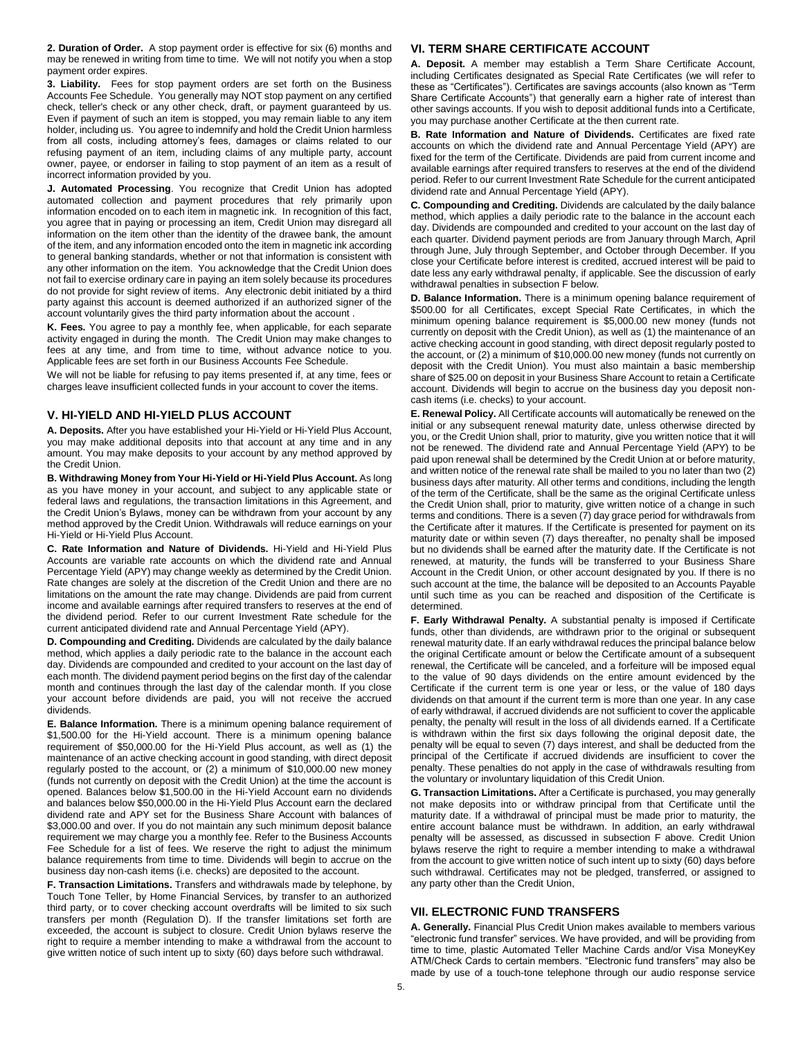**2. Duration of Order.** A stop payment order is effective for six (6) months and may be renewed in writing from time to time. We will not notify you when a stop payment order expires.

**3. Liability.** Fees for stop payment orders are set forth on the Business Accounts Fee Schedule. You generally may NOT stop payment on any certified check, teller's check or any other check, draft, or payment guaranteed by us. Even if payment of such an item is stopped, you may remain liable to any item holder, including us. You agree to indemnify and hold the Credit Union harmless from all costs, including attorney's fees, damages or claims related to our refusing payment of an item, including claims of any multiple party, account owner, payee, or endorser in failing to stop payment of an item as a result of incorrect information provided by you.

**J. Automated Processing**. You recognize that Credit Union has adopted automated collection and payment procedures that rely primarily upon information encoded on to each item in magnetic ink. In recognition of this fact, you agree that in paying or processing an item, Credit Union may disregard all information on the item other than the identity of the drawee bank, the amount of the item, and any information encoded onto the item in magnetic ink according to general banking standards, whether or not that information is consistent with any other information on the item. You acknowledge that the Credit Union does not fail to exercise ordinary care in paying an item solely because its procedures do not provide for sight review of items. Any electronic debit initiated by a third party against this account is deemed authorized if an authorized signer of the account voluntarily gives the third party information about the account .

**K. Fees.** You agree to pay a monthly fee, when applicable, for each separate activity engaged in during the month. The Credit Union may make changes to fees at any time, and from time to time, without advance notice to you. Applicable fees are set forth in our Business Accounts Fee Schedule.

We will not be liable for refusing to pay items presented if, at any time, fees or charges leave insufficient collected funds in your account to cover the items.

## V. HI-YIELD AND HI-YIELD PLUS ACCOUNT

**A. Deposits.** After you have established your Hi-Yield or Hi-Yield Plus Account, you may make additional deposits into that account at any time and in any amount. You may make deposits to your account by any method approved by the Credit Union.

**B. Withdrawing Money from Your Hi-Yield or Hi-Yield Plus Account.** As long as you have money in your account, and subject to any applicable state or federal laws and regulations, the transaction limitations in this Agreement, and the Credit Union's Bylaws, money can be withdrawn from your account by any method approved by the Credit Union. Withdrawals will reduce earnings on your Hi-Yield or Hi-Yield Plus Account.

**C. Rate Information and Nature of Dividends.** Hi-Yield and Hi-Yield Plus Accounts are variable rate accounts on which the dividend rate and Annual Percentage Yield (APY) may change weekly as determined by the Credit Union. Rate changes are solely at the discretion of the Credit Union and there are no limitations on the amount the rate may change. Dividends are paid from current income and available earnings after required transfers to reserves at the end of the dividend period. Refer to our current Investment Rate schedule for the current anticipated dividend rate and Annual Percentage Yield (APY).

**D. Compounding and Crediting.** Dividends are calculated by the daily balance method, which applies a daily periodic rate to the balance in the account each day. Dividends are compounded and credited to your account on the last day of each month. The dividend payment period begins on the first day of the calendar month and continues through the last day of the calendar month. If you close your account before dividends are paid, you will not receive the accrued dividends.

**E. Balance Information.** There is a minimum opening balance requirement of $1,500.00 for the Hi-Yield account. There is a minimum opening balance requirement of $50,000.00 for the Hi-Yield Plus account, as well as (1) the maintenance of an active checking account in good standing, with direct deposit regularly posted to the account, or (2) a minimum of $10,000.00 new money (funds not currently on deposit with the Credit Union) at the time the account is opened. Balances below $1,500.00 in the Hi-Yield Account earn no dividends and balances below $50,000.00 in the Hi-Yield Plus Account earn the declared dividend rate and APY set for the Business Share Account with balances of $3,000.00 and over. If you do not maintain any such minimum deposit balance requirement we may charge you a monthly fee. Refer to the Business Accounts Fee Schedule for a list of fees. We reserve the right to adjust the minimum balance requirements from time to time. Dividends will begin to accrue on the business day non-cash items (i.e. checks) are deposited to the account.

**F. Transaction Limitations.** Transfers and withdrawals made by telephone, by Touch Tone Teller, by Home Financial Services, by transfer to an authorized third party, or to cover checking account overdrafts will be limited to six such transfers per month (Regulation D). If the transfer limitations set forth are exceeded, the account is subject to closure. Credit Union bylaws reserve the right to require a member intending to make a withdrawal from the account to give written notice of such intent up to sixty (60) days before such withdrawal.

## VI. TERM SHARE CERTIFICATE ACCOUNT

**A. Deposit.** A member may establish a Term Share Certificate Account, including Certificates designated as Special Rate Certificates (we will refer to these as "Certificates"). Certificates are savings accounts (also known as "Term Share Certificate Accounts") that generally earn a higher rate of interest than other savings accounts. If you wish to deposit additional funds into a Certificate, you may purchase another Certificate at the then current rate.

**B. Rate Information and Nature of Dividends.** Certificates are fixed rate accounts on which the dividend rate and Annual Percentage Yield (APY) are fixed for the term of the Certificate. Dividends are paid from current income and available earnings after required transfers to reserves at the end of the dividend period. Refer to our current Investment Rate Schedule for the current anticipated dividend rate and Annual Percentage Yield (APY).

**C. Compounding and Crediting.** Dividends are calculated by the daily balance method, which applies a daily periodic rate to the balance in the account each day. Dividends are compounded and credited to your account on the last day of each quarter. Dividend payment periods are from January through March, April through June, July through September, and October through December. If you close your Certificate before interest is credited, accrued interest will be paid to date less any early withdrawal penalty, if applicable. See the discussion of early withdrawal penalties in subsection F below.

**D. Balance Information.** There is a minimum opening balance requirement of $500.00 for all Certificates, except Special Rate Certificates, in which the minimum opening balance requirement is $5,000.00 new money (funds not currently on deposit with the Credit Union), as well as (1) the maintenance of an active checking account in good standing, with direct deposit regularly posted to the account, or (2) a minimum of $10,000.00 new money (funds not currently on deposit with the Credit Union). You must also maintain a basic membership share of $25.00 on deposit in your Business Share Account to retain a Certificate account. Dividends will begin to accrue on the business day you deposit non-cash items (i.e. checks) to your account.

**E. Renewal Policy.** All Certificate accounts will automatically be renewed on the initial or any subsequent renewal maturity date, unless otherwise directed by you, or the Credit Union shall, prior to maturity, give you written notice that it will not be renewed. The dividend rate and Annual Percentage Yield (APY) to be paid upon renewal shall be determined by the Credit Union at or before maturity, and written notice of the renewal rate shall be mailed to you no later than two (2) business days after maturity. All other terms and conditions, including the length of the term of the Certificate, shall be the same as the original Certificate unless the Credit Union shall, prior to maturity, give written notice of a change in such terms and conditions. There is a seven (7) day grace period for withdrawals from the Certificate after it matures. If the Certificate is presented for payment on its maturity date or within seven (7) days thereafter, no penalty shall be imposed but no dividends shall be earned after the maturity date. If the Certificate is not renewed, at maturity, the funds will be transferred to your Business Share Account in the Credit Union, or other account designated by you. If there is no such account at the time, the balance will be deposited to an Accounts Payable until such time as you can be reached and disposition of the Certificate is determined.

**F. Early Withdrawal Penalty.** A substantial penalty is imposed if Certificate funds, other than dividends, are withdrawn prior to the original or subsequent renewal maturity date. If an early withdrawal reduces the principal balance below the original Certificate amount or below the Certificate amount of a subsequent renewal, the Certificate will be canceled, and a forfeiture will be imposed equal to the value of 90 days dividends on the entire amount evidenced by the Certificate if the current term is one year or less, or the value of 180 days dividends on that amount if the current term is more than one year. In any case of early withdrawal, if accrued dividends are not sufficient to cover the applicable penalty, the penalty will result in the loss of all dividends earned. If a Certificate is withdrawn within the first six days following the original deposit date, the penalty will be equal to seven (7) days interest, and shall be deducted from the principal of the Certificate if accrued dividends are insufficient to cover the penalty. These penalties do not apply in the case of withdrawals resulting from the voluntary or involuntary liquidation of this Credit Union.

**G. Transaction Limitations.** After a Certificate is purchased, you may generally not make deposits into or withdraw principal from that Certificate until the maturity date. If a withdrawal of principal must be made prior to maturity, the entire account balance must be withdrawn. In addition, an early withdrawal penalty will be assessed, as discussed in subsection F above. Credit Union bylaws reserve the right to require a member intending to make a withdrawal from the account to give written notice of such intent up to sixty (60) days before such withdrawal. Certificates may not be pledged, transferred, or assigned to any party other than the Credit Union,

## VII. ELECTRONIC FUND TRANSFERS

**A. Generally.** Financial Plus Credit Union makes available to members various "electronic fund transfer" services. We have provided, and will be providing from time to time, plastic Automated Teller Machine Cards and/or Visa MoneyKey ATM/Check Cards to certain members. "Electronic fund transfers" may also be made by use of a touch-tone telephone through our audio response service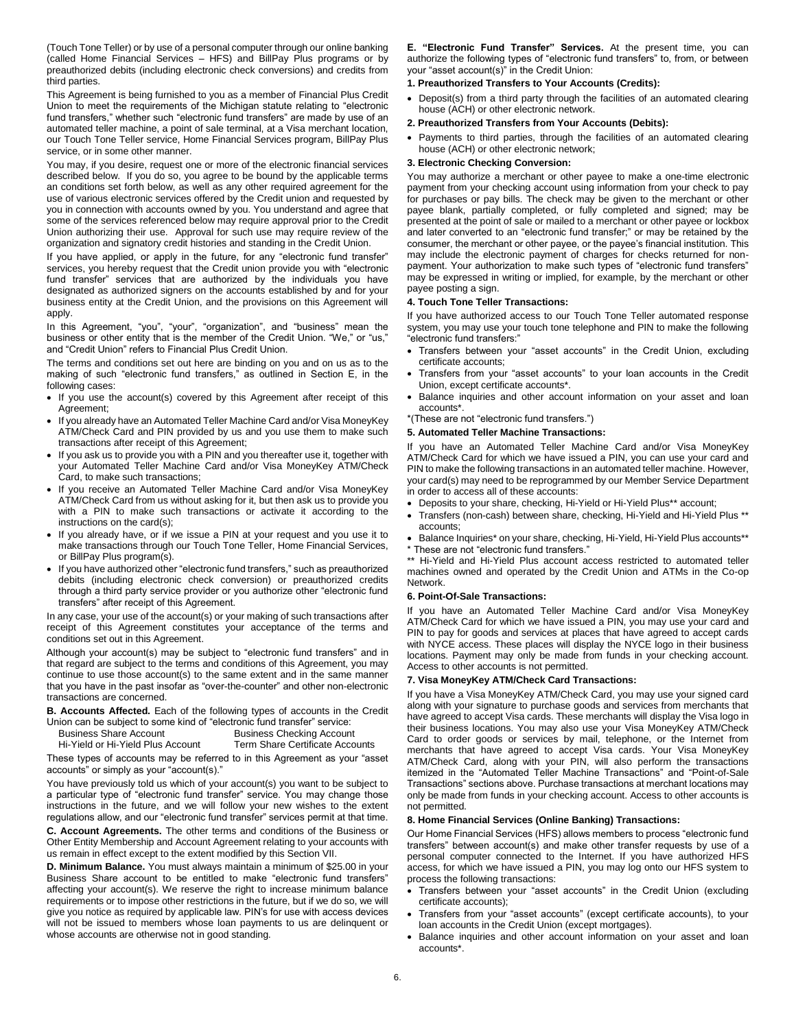(Touch Tone Teller) or by use of a personal computer through our online banking (called Home Financial Services – HFS) and BillPay Plus programs or by preauthorized debits (including electronic check conversions) and credits from third parties.

This Agreement is being furnished to you as a member of Financial Plus Credit Union to meet the requirements of the Michigan statute relating to "electronic fund transfers," whether such "electronic fund transfers" are made by use of an automated teller machine, a point of sale terminal, at a Visa merchant location, our Touch Tone Teller service, Home Financial Services program, BillPay Plus service, or in some other manner.

You may, if you desire, request one or more of the electronic financial services described below. If you do so, you agree to be bound by the applicable terms an conditions set forth below, as well as any other required agreement for the use of various electronic services offered by the Credit union and requested by you in connection with accounts owned by you. You understand and agree that some of the services referenced below may require approval prior to the Credit Union authorizing their use. Approval for such use may require review of the organization and signatory credit histories and standing in the Credit Union.

If you have applied, or apply in the future, for any "electronic fund transfer" services, you hereby request that the Credit union provide you with "electronic fund transfer" services that are authorized by the individuals you have designated as authorized signers on the accounts established by and for your business entity at the Credit Union, and the provisions on this Agreement will apply.

In this Agreement, "you", "your", "organization", and "business" mean the business or other entity that is the member of the Credit Union. "We," or "us," and "Credit Union" refers to Financial Plus Credit Union.

The terms and conditions set out here are binding on you and on us as to the making of such "electronic fund transfers," as outlined in Section E, in the following cases:

- If you use the account(s) covered by this Agreement after receipt of this Agreement;
- If you already have an Automated Teller Machine Card and/or Visa MoneyKey ATM/Check Card and PIN provided by us and you use them to make such transactions after receipt of this Agreement;
- If you ask us to provide you with a PIN and you thereafter use it, together with your Automated Teller Machine Card and/or Visa MoneyKey ATM/Check Card, to make such transactions;
- If you receive an Automated Teller Machine Card and/or Visa MoneyKey ATM/Check Card from us without asking for it, but then ask us to provide you with a PIN to make such transactions or activate it according to the instructions on the card(s);
- If you already have, or if we issue a PIN at your request and you use it to make transactions through our Touch Tone Teller, Home Financial Services, or BillPay Plus program(s).
- If you have authorized other "electronic fund transfers," such as preauthorized debits (including electronic check conversion) or preauthorized credits through a third party service provider or you authorize other "electronic fund transfers" after receipt of this Agreement.

In any case, your use of the account(s) or your making of such transactions after receipt of this Agreement constitutes your acceptance of the terms and conditions set out in this Agreement.

Although your account(s) may be subject to "electronic fund transfers" and in that regard are subject to the terms and conditions of this Agreement, you may continue to use those account(s) to the same extent and in the same manner that you have in the past insofar as "over-the-counter" and other non-electronic transactions are concerned.

**B. Accounts Affected.** Each of the following types of accounts in the Credit Union can be subject to some kind of "electronic fund transfer" service:

| | |
|---|---|
| Business Share Account | Business Checking Account |
| Hi-Yield or Hi-Yield Plus Account | Term Share Certificate Accounts |

These types of accounts may be referred to in this Agreement as your "asset accounts" or simply as your "account(s)."

You have previously told us which of your account(s) you want to be subject to a particular type of "electronic fund transfer" service. You may change those instructions in the future, and we will follow your new wishes to the extent regulations allow, and our "electronic fund transfer" services permit at that time.

**C. Account Agreements.** The other terms and conditions of the Business or Other Entity Membership and Account Agreement relating to your accounts with us remain in effect except to the extent modified by this Section VII.

**D. Minimum Balance.** You must always maintain a minimum of $25.00 in your Business Share account to be entitled to make "electronic fund transfers" affecting your account(s). We reserve the right to increase minimum balance requirements or to impose other restrictions in the future, but if we do so, we will give you notice as required by applicable law. PIN's for use with access devices will not be issued to members whose loan payments to us are delinquent or whose accounts are otherwise not in good standing.

**E. "Electronic Fund Transfer" Services.** At the present time, you can authorize the following types of "electronic fund transfers" to, from, or between your "asset account(s)" in the Credit Union:

**1. Preauthorized Transfers to Your Accounts (Credits):**

- Deposit(s) from a third party through the facilities of an automated clearing house (ACH) or other electronic network.

**2. Preauthorized Transfers from Your Accounts (Debits):**

- Payments to third parties, through the facilities of an automated clearing house (ACH) or other electronic network;

**3. Electronic Checking Conversion:**

You may authorize a merchant or other payee to make a one-time electronic payment from your checking account using information from your check to pay for purchases or pay bills. The check may be given to the merchant or other payee blank, partially completed, or fully completed and signed; may be presented at the point of sale or mailed to a merchant or other payee or lockbox and later converted to an "electronic fund transfer;" or may be retained by the consumer, the merchant or other payee, or the payee's financial institution. This may include the electronic payment of charges for checks returned for non-payment. Your authorization to make such types of "electronic fund transfers" may be expressed in writing or implied, for example, by the merchant or other payee posting a sign.

**4. Touch Tone Teller Transactions:**

If you have authorized access to our Touch Tone Teller automated response system, you may use your touch tone telephone and PIN to make the following "electronic fund transfers:"

- Transfers between your "asset accounts" in the Credit Union, excluding certificate accounts;
- Transfers from your "asset accounts" to your loan accounts in the Credit Union, except certificate accounts*.
- Balance inquiries and other account information on your asset and loan accounts*.

*(These are not "electronic fund transfers.")

**5. Automated Teller Machine Transactions:**

If you have an Automated Teller Machine Card and/or Visa MoneyKey ATM/Check Card for which we have issued a PIN, you can use your card and PIN to make the following transactions in an automated teller machine. However, your card(s) may need to be reprogrammed by our Member Service Department in order to access all of these accounts:

- Deposits to your share, checking, Hi-Yield or Hi-Yield Plus** account;
- Transfers (non-cash) between share, checking, Hi-Yield and Hi-Yield Plus ** accounts;
- Balance Inquiries* on your share, checking, Hi-Yield, Hi-Yield Plus accounts**

\* These are not "electronic fund transfers."

** Hi-Yield and Hi-Yield Plus account access restricted to automated teller machines owned and operated by the Credit Union and ATMs in the Co-op Network.

**6. Point-Of-Sale Transactions:**

If you have an Automated Teller Machine Card and/or Visa MoneyKey ATM/Check Card for which we have issued a PIN, you may use your card and PIN to pay for goods and services at places that have agreed to accept cards with NYCE access. These places will display the NYCE logo in their business locations. Payment may only be made from funds in your checking account. Access to other accounts is not permitted.

**7. Visa MoneyKey ATM/Check Card Transactions:**

If you have a Visa MoneyKey ATM/Check Card, you may use your signed card along with your signature to purchase goods and services from merchants that have agreed to accept Visa cards. These merchants will display the Visa logo in their business locations. You may also use your Visa MoneyKey ATM/Check Card to order goods or services by mail, telephone, or the Internet from merchants that have agreed to accept Visa cards. Your Visa MoneyKey ATM/Check Card, along with your PIN, will also perform the transactions itemized in the "Automated Teller Machine Transactions" and "Point-of-Sale Transactions" sections above. Purchase transactions at merchant locations may only be made from funds in your checking account. Access to other accounts is not permitted.

**8. Home Financial Services (Online Banking) Transactions:**

Our Home Financial Services (HFS) allows members to process "electronic fund transfers" between account(s) and make other transfer requests by use of a personal computer connected to the Internet. If you have authorized HFS access, for which we have issued a PIN, you may log onto our HFS system to process the following transactions:

- Transfers between your "asset accounts" in the Credit Union (excluding certificate accounts);
- Transfers from your "asset accounts" (except certificate accounts), to your loan accounts in the Credit Union (except mortgages).
- Balance inquiries and other account information on your asset and loan accounts*.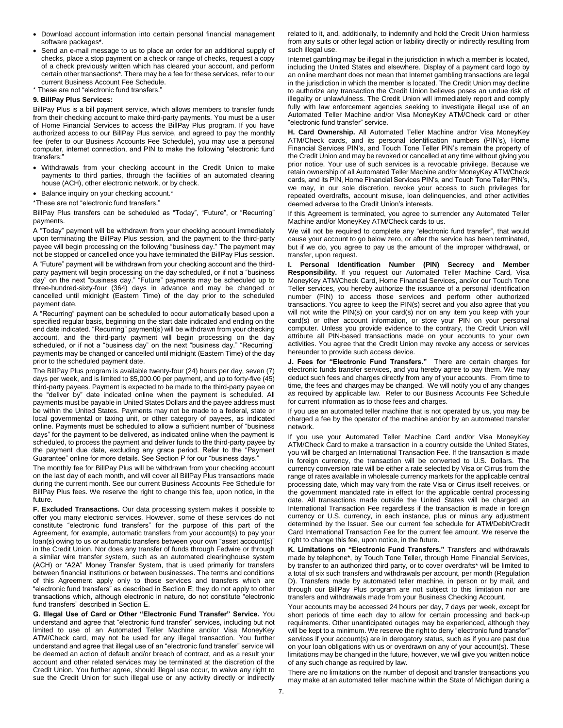- Download account information into certain personal financial management software packages*.
- Send an e-mail message to us to place an order for an additional supply of checks, place a stop payment on a check or range of checks, request a copy of a check previously written which has cleared your account, and perform certain other transactions*. There may be a fee for these services, refer to our current Business Account Fee Schedule.

* These are not "electronic fund transfers."

**9. BillPay Plus Services:**

BillPay Plus is a bill payment service, which allows members to transfer funds from their checking account to make third-party payments. You must be a user of Home Financial Services to access the BillPay Plus program. If you have authorized access to our BillPay Plus service, and agreed to pay the monthly fee (refer to our Business Accounts Fee Schedule), you may use a personal computer, internet connection, and PIN to make the following "electronic fund transfers:"

- Withdrawals from your checking account in the Credit Union to make payments to third parties, through the facilities of an automated clearing house (ACH), other electronic network, or by check.
- Balance inquiry on your checking account.*

*These are not "electronic fund transfers."

BillPay Plus transfers can be scheduled as "Today", "Future", or "Recurring" payments.

A "Today" payment will be withdrawn from your checking account immediately upon terminating the BillPay Plus session, and the payment to the third-party payee will begin processing on the following "business day." The payment may not be stopped or cancelled once you have terminated the BillPay Plus session.

A "Future" payment will be withdrawn from your checking account and the third-party payment will begin processing on the day scheduled, or if not a "business day" on the next "business day." "Future" payments may be scheduled up to three-hundred-sixty-four (364) days in advance and may be changed or cancelled until midnight (Eastern Time) of the day prior to the scheduled payment date.

A "Recurring" payment can be scheduled to occur automatically based upon a specified regular basis, beginning on the start date indicated and ending on the end date indicated. "Recurring" payment(s) will be withdrawn from your checking account, and the third-party payment will begin processing on the day scheduled, or if not a "business day" on the next "business day." "Recurring" payments may be changed or cancelled until midnight (Eastern Time) of the day prior to the scheduled payment date.

The BillPay Plus program is available twenty-four (24) hours per day, seven (7) days per week, and is limited to $5,000.00 per payment, and up to forty-five (45) third-party payees. Payment is expected to be made to the third-party payee on the "deliver by" date indicated online when the payment is scheduled. All payments must be payable in United States Dollars and the payee address must be within the United States. Payments may not be made to a federal, state or local governmental or taxing unit, or other category of payees, as indicated online. Payments must be scheduled to allow a sufficient number of "business days" for the payment to be delivered, as indicated online when the payment is scheduled, to process the payment and deliver funds to the third-party payee by the payment due date, excluding any grace period. Refer to the "Payment Guarantee" online for more details. See Section P for our "business days."

The monthly fee for BillPay Plus will be withdrawn from your checking account on the last day of each month, and will cover all BillPay Plus transactions made during the current month. See our current Business Accounts Fee Schedule for BillPay Plus fees. We reserve the right to change this fee, upon notice, in the future.

**F. Excluded Transactions.** Our data processing system makes it possible to offer you many electronic services. However, some of these services do not constitute "electronic fund transfers" for the purpose of this part of the Agreement, for example, automatic transfers from your account(s) to pay your loan(s) owing to us or automatic transfers between your own "asset account(s)" in the Credit Union. Nor does any transfer of funds through Fedwire or through a similar wire transfer system, such as an automated clearinghouse system (ACH) or "A2A" Money Transfer System, that is used primarily for transfers between financial institutions or between businesses. The terms and conditions of this Agreement apply only to those services and transfers which are "electronic fund transfers" as described in Section E; they do not apply to other transactions which, although electronic in nature, do not constitute "electronic fund transfers" described in Section E.

**G. Illegal Use of Card or Other "Electronic Fund Transfer" Service.** You understand and agree that "electronic fund transfer" services, including but not limited to use of an Automated Teller Machine and/or Visa MoneyKey ATM/Check card, may not be used for any illegal transaction. You further understand and agree that illegal use of an "electronic fund transfer" service will be deemed an action of default and/or breach of contract, and as a result your account and other related services may be terminated at the discretion of the Credit Union. You further agree, should illegal use occur, to waive any right to sue the Credit Union for such illegal use or any activity directly or indirectly related to it, and, additionally, to indemnify and hold the Credit Union harmless from any suits or other legal action or liability directly or indirectly resulting from such illegal use.

Internet gambling may be illegal in the jurisdiction in which a member is located, including the United States and elsewhere. Display of a payment card logo by an online merchant does not mean that Internet gambling transactions are legal in the jurisdiction in which the member is located. The Credit Union may decline to authorize any transaction the Credit Union believes poses an undue risk of illegality or unlawfulness. The Credit Union will immediately report and comply fully with law enforcement agencies seeking to investigate illegal use of an Automated Teller Machine and/or Visa MoneyKey ATM/Check card or other "electronic fund transfer" service.

**H. Card Ownership.** All Automated Teller Machine and/or Visa MoneyKey ATM/Check cards, and its personal identification numbers (PIN's), Home Financial Services PIN's, and Touch Tone Teller PIN's remain the property of the Credit Union and may be revoked or cancelled at any time without giving you prior notice. Your use of such services is a revocable privilege. Because we retain ownership of all Automated Teller Machine and/or MoneyKey ATM/Check cards, and its PIN, Home Financial Services PIN's, and Touch Tone Teller PIN's, we may, in our sole discretion, revoke your access to such privileges for repeated overdrafts, account misuse, loan delinquencies, and other activities deemed adverse to the Credit Union's interests.

If this Agreement is terminated, you agree to surrender any Automated Teller Machine and/or MoneyKey ATM/Check cards to us.

We will not be required to complete any "electronic fund transfer", that would cause your account to go below zero, or after the service has been terminated, but if we do, you agree to pay us the amount of the improper withdrawal, or transfer, upon request.

**I. Personal Identification Number (PIN) Secrecy and Member Responsibility.** If you request our Automated Teller Machine Card, Visa MoneyKey ATM/Check Card, Home Financial Services, and/or our Touch Tone Teller services, you hereby authorize the issuance of a personal identification number (PIN) to access those services and perform other authorized transactions. You agree to keep the PIN(s) secret and you also agree that you will not write the PIN(s) on your card(s) nor on any item you keep with your card(s) or other account information, or store your PIN on your personal computer. Unless you provide evidence to the contrary, the Credit Union will attribute all PIN-based transactions made on your accounts to your own activities. You agree that the Credit Union may revoke any access or services hereunder to provide such access device.

**J. Fees for "Electronic Fund Transfers."** There are certain charges for electronic funds transfer services, and you hereby agree to pay them. We may deduct such fees and charges directly from any of your accounts. From time to time, the fees and charges may be changed. We will notify you of any changes as required by applicable law. Refer to our Business Accounts Fee Schedule for current information as to those fees and charges.

If you use an automated teller machine that is not operated by us, you may be charged a fee by the operator of the machine and/or by an automated transfer network.

If you use your Automated Teller Machine Card and/or Visa MoneyKey ATM/Check Card to make a transaction in a country outside the United States, you will be charged an International Transaction Fee. If the transaction is made in foreign currency, the transaction will be converted to U.S. Dollars. The currency conversion rate will be either a rate selected by Visa or Cirrus from the range of rates available in wholesale currency markets for the applicable central processing date, which may vary from the rate Visa or Cirrus itself receives, or the government mandated rate in effect for the applicable central processing date. All transactions made outside the United States will be charged an International Transaction Fee regardless if the transaction is made in foreign currency or U.S. currency, in each instance, plus or minus any adjustment determined by the Issuer. See our current fee schedule for ATM/Debit/Credit Card International Transaction Fee for the current fee amount. We reserve the right to change this fee, upon notice, in the future.

**K. Limitations on "Electronic Fund Transfers."** Transfers and withdrawals made by telephone*, by Touch Tone Teller, through Home Financial Services, by transfer to an authorized third party, or to cover overdrafts* will be limited to a total of six such transfers and withdrawals per account, per month (Regulation D). Transfers made by automated teller machine, in person or by mail, and through our BillPay Plus program are not subject to this limitation nor are transfers and withdrawals made from your Business Checking Account.

Your accounts may be accessed 24 hours per day, 7 days per week, except for short periods of time each day to allow for certain processing and back-up requirements. Other unanticipated outages may be experienced, although they will be kept to a minimum. We reserve the right to deny "electronic fund transfer" services if your account(s) are in derogatory status, such as if you are past due on your loan obligations with us or overdrawn on any of your account(s). These limitations may be changed in the future, however, we will give you written notice of any such change as required by law.

There are no limitations on the number of deposit and transfer transactions you may make at an automated teller machine within the State of Michigan during a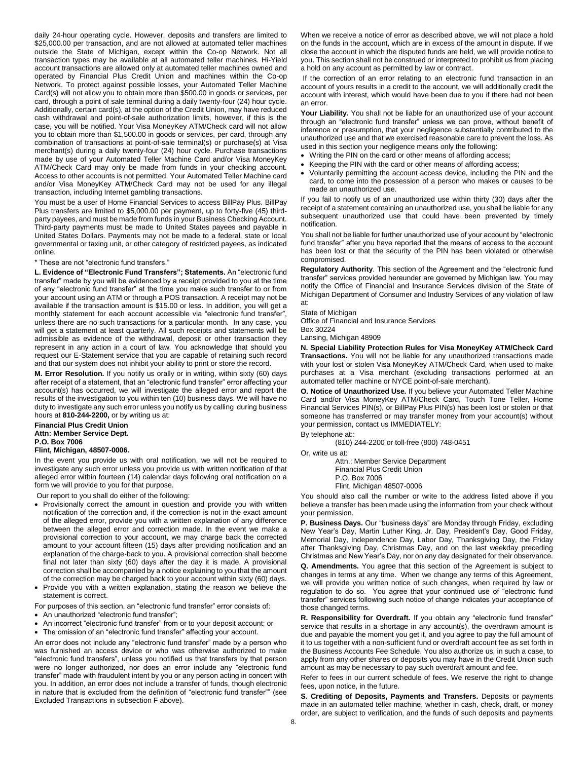daily 24-hour operating cycle. However, deposits and transfers are limited to $25,000.00 per transaction, and are not allowed at automated teller machines outside the State of Michigan, except within the Co-op Network. Not all transaction types may be available at all automated teller machines. Hi-Yield account transactions are allowed only at automated teller machines owned and operated by Financial Plus Credit Union and machines within the Co-op Network. To protect against possible losses, your Automated Teller Machine Card(s) will not allow you to obtain more than $500.00 in goods or services, per card, through a point of sale terminal during a daily twenty-four (24) hour cycle. Additionally, certain card(s), at the option of the Credit Union, may have reduced cash withdrawal and point-of-sale authorization limits, however, if this is the case, you will be notified. Your Visa MoneyKey ATM/Check card will not allow you to obtain more than $1,500.00 in goods or services, per card, through any combination of transactions at point-of-sale terminal(s) or purchase(s) at Visa merchant(s) during a daily twenty-four (24) hour cycle. Purchase transactions made by use of your Automated Teller Machine Card and/or Visa MoneyKey ATM/Check Card may only be made from funds in your checking account. Access to other accounts is not permitted. Your Automated Teller Machine card and/or Visa MoneyKey ATM/Check Card may not be used for any illegal transaction, including Internet gambling transactions.

You must be a user of Home Financial Services to access BillPay Plus. BillPay Plus transfers are limited to $5,000.00 per payment, up to forty-five (45) third-party payees, and must be made from funds in your Business Checking Account. Third-party payments must be made to United States payees and payable in United States Dollars. Payments may not be made to a federal, state or local governmental or taxing unit, or other category of restricted payees, as indicated online.

* These are not "electronic fund transfers."

**L. Evidence of "Electronic Fund Transfers"; Statements.** An "electronic fund transfer" made by you will be evidenced by a receipt provided to you at the time of any "electronic fund transfer" at the time you make such transfer to or from your account using an ATM or through a POS transaction. A receipt may not be available if the transaction amount is $15.00 or less. In addition, you will get a monthly statement for each account accessible via "electronic fund transfer", unless there are no such transactions for a particular month. In any case, you will get a statement at least quarterly. All such receipts and statements will be admissible as evidence of the withdrawal, deposit or other transaction they represent in any action in a court of law. You acknowledge that should you request our E-Statement service that you are capable of retaining such record and that our system does not inhibit your ability to print or store the record.

**M. Error Resolution.** If you notify us orally or in writing, within sixty (60) days after receipt of a statement, that an "electronic fund transfer" error affecting your account(s) has occurred, we will investigate the alleged error and report the results of the investigation to you within ten (10) business days. We will have no duty to investigate any such error unless you notify us by calling during business hours at **810-244-2200,** or by writing us at:

**Financial Plus Credit Union**
**Attn: Member Service Dept.**
**P.O. Box 7006**
**Flint, Michigan, 48507-0006.**

In the event you provide us with oral notification, we will not be required to investigate any such error unless you provide us with written notification of that alleged error within fourteen (14) calendar days following oral notification on a form we will provide to you for that purpose.

Our report to you shall do either of the following:

- Provisionally correct the amount in question and provide you with written notification of the correction and, if the correction is not in the exact amount of the alleged error, provide you with a written explanation of any difference between the alleged error and correction made. In the event we make a provisional correction to your account, we may charge back the corrected amount to your account fifteen (15) days after providing notification and an explanation of the charge-back to you. A provisional correction shall become final not later than sixty (60) days after the day it is made. A provisional correction shall be accompanied by a notice explaining to you that the amount of the correction may be charged back to your account within sixty (60) days.
- Provide you with a written explanation, stating the reason we believe the statement is correct.

For purposes of this section, an "electronic fund transfer" error consists of:

- An unauthorized "electronic fund transfer";
- An incorrect "electronic fund transfer" from or to your deposit account; or
- The omission of an "electronic fund transfer" affecting your account.

An error does not include any "electronic fund transfer" made by a person who was furnished an access device or who was otherwise authorized to make "electronic fund transfers", unless you notified us that transfers by that person were no longer authorized, nor does an error include any "electronic fund transfer" made with fraudulent intent by you or any person acting in concert with you. In addition, an error does not include a transfer of funds, though electronic in nature that is excluded from the definition of "electronic fund transfer"" (see Excluded Transactions in subsection F above).

When we receive a notice of error as described above, we will not place a hold on the funds in the account, which are in excess of the amount in dispute. If we close the account in which the disputed funds are held, we will provide notice to you. This section shall not be construed or interpreted to prohibit us from placing a hold on any account as permitted by law or contract.

If the correction of an error relating to an electronic fund transaction in an account of yours results in a credit to the account, we will additionally credit the account with interest, which would have been due to you if there had not been an error.

**Your Liability.** You shall not be liable for an unauthorized use of your account through an "electronic fund transfer" unless we can prove, without benefit of inference or presumption, that your negligence substantially contributed to the unauthorized use and that we exercised reasonable care to prevent the loss. As used in this section your negligence means only the following:

- Writing the PIN on the card or other means of affording access;
- Keeping the PIN with the card or other means of affording access;
- Voluntarily permitting the account access device, including the PIN and the card, to come into the possession of a person who makes or causes to be made an unauthorized use.

If you fail to notify us of an unauthorized use within thirty (30) days after the receipt of a statement containing an unauthorized use, you shall be liable for any subsequent unauthorized use that could have been prevented by timely notification.

You shall not be liable for further unauthorized use of your account by "electronic fund transfer" after you have reported that the means of access to the account has been lost or that the security of the PIN has been violated or otherwise compromised.

**Regulatory Authority**. This section of the Agreement and the "electronic fund transfer" services provided hereunder are governed by Michigan law. You may notify the Office of Financial and Insurance Services division of the State of Michigan Department of Consumer and Industry Services of any violation of law at:

State of Michigan
Office of Financial and Insurance Services
Box 30224
Lansing, Michigan 48909

**N. Special Liability Protection Rules for Visa MoneyKey ATM/Check Card Transactions.** You will not be liable for any unauthorized transactions made with your lost or stolen Visa MoneyKey ATM/Check Card, when used to make purchases at a Visa merchant (excluding transactions performed at an automated teller machine or NYCE point-of-sale merchant).

**O. Notice of Unauthorized Use.** If you believe your Automated Teller Machine Card and/or Visa MoneyKey ATM/Check Card, Touch Tone Teller, Home Financial Services PIN(s), or BillPay Plus PIN(s) has been lost or stolen or that someone has transferred or may transfer money from your account(s) without your permission, contact us IMMEDIATELY:

By telephone at::

(810) 244-2200 or toll-free (800) 748-0451

Or, write us at:

Attn.: Member Service Department
Financial Plus Credit Union
P.O. Box 7006
Flint, Michigan 48507-0006

You should also call the number or write to the address listed above if you believe a transfer has been made using the information from your check without your permission.

**P. Business Days.** Our "business days" are Monday through Friday, excluding New Year's Day, Martin Luther King, Jr. Day, President's Day, Good Friday, Memorial Day, Independence Day, Labor Day, Thanksgiving Day, the Friday after Thanksgiving Day, Christmas Day, and on the last weekday preceding Christmas and New Year's Day, nor on any day designated for their observance.

**Q. Amendments.** You agree that this section of the Agreement is subject to changes in terms at any time. When we change any terms of this Agreement, we will provide you written notice of such changes, when required by law or regulation to do so. You agree that your continued use of "electronic fund transfer" services following such notice of change indicates your acceptance of those changed terms.

**R. Responsibility for Overdraft.** If you obtain any "electronic fund transfer" service that results in a shortage in any account(s), the overdrawn amount is due and payable the moment you get it, and you agree to pay the full amount of it to us together with a non-sufficient fund or overdraft account fee as set forth in the Business Accounts Fee Schedule. You also authorize us, in such a case, to apply from any other shares or deposits you may have in the Credit Union such amount as may be necessary to pay such overdraft amount and fee.

Refer to fees in our current schedule of fees. We reserve the right to change fees, upon notice, in the future.

**S. Crediting of Deposits, Payments and Transfers.** Deposits or payments made in an automated teller machine, whether in cash, check, draft, or money order, are subject to verification, and the funds of such deposits and payments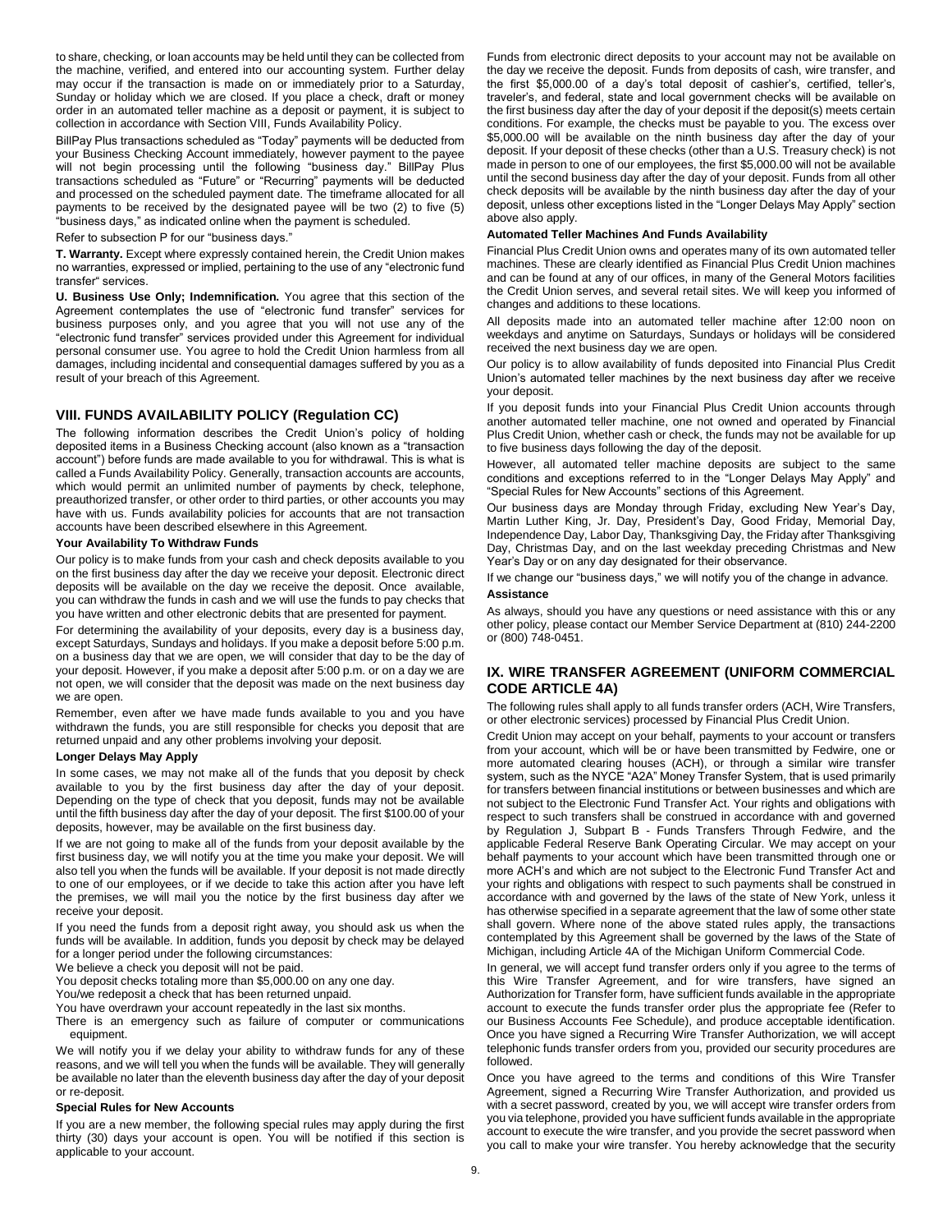to share, checking, or loan accounts may be held until they can be collected from the machine, verified, and entered into our accounting system. Further delay may occur if the transaction is made on or immediately prior to a Saturday, Sunday or holiday which we are closed. If you place a check, draft or money order in an automated teller machine as a deposit or payment, it is subject to collection in accordance with Section VIII, Funds Availability Policy.

BillPay Plus transactions scheduled as "Today" payments will be deducted from your Business Checking Account immediately, however payment to the payee will not begin processing until the following "business day." BillPay Plus transactions scheduled as "Future" or "Recurring" payments will be deducted and processed on the scheduled payment date. The timeframe allocated for all payments to be received by the designated payee will be two (2) to five (5) "business days," as indicated online when the payment is scheduled.

Refer to subsection P for our "business days."

**T. Warranty.** Except where expressly contained herein, the Credit Union makes no warranties, expressed or implied, pertaining to the use of any "electronic fund transfer" services.

**U. Business Use Only; Indemnification.** You agree that this section of the Agreement contemplates the use of "electronic fund transfer" services for business purposes only, and you agree that you will not use any of the "electronic fund transfer" services provided under this Agreement for individual personal consumer use. You agree to hold the Credit Union harmless from all damages, including incidental and consequential damages suffered by you as a result of your breach of this Agreement.

## VIII. FUNDS AVAILABILITY POLICY (Regulation CC)

The following information describes the Credit Union's policy of holding deposited items in a Business Checking account (also known as a "transaction account") before funds are made available to you for withdrawal. This is what is called a Funds Availability Policy. Generally, transaction accounts are accounts, which would permit an unlimited number of payments by check, telephone, preauthorized transfer, or other order to third parties, or other accounts you may have with us. Funds availability policies for accounts that are not transaction accounts have been described elsewhere in this Agreement.

### Your Availability To Withdraw Funds

Our policy is to make funds from your cash and check deposits available to you on the first business day after the day we receive your deposit. Electronic direct deposits will be available on the day we receive the deposit. Once available, you can withdraw the funds in cash and we will use the funds to pay checks that you have written and other electronic debits that are presented for payment.

For determining the availability of your deposits, every day is a business day, except Saturdays, Sundays and holidays. If you make a deposit before 5:00 p.m. on a business day that we are open, we will consider that day to be the day of your deposit. However, if you make a deposit after 5:00 p.m. or on a day we are not open, we will consider that the deposit was made on the next business day we are open.

Remember, even after we have made funds available to you and you have withdrawn the funds, you are still responsible for checks you deposit that are returned unpaid and any other problems involving your deposit.

### Longer Delays May Apply

In some cases, we may not make all of the funds that you deposit by check available to you by the first business day after the day of your deposit. Depending on the type of check that you deposit, funds may not be available until the fifth business day after the day of your deposit. The first $100.00 of your deposits, however, may be available on the first business day.

If we are not going to make all of the funds from your deposit available by the first business day, we will notify you at the time you make your deposit. We will also tell you when the funds will be available. If your deposit is not made directly to one of our employees, or if we decide to take this action after you have left the premises, we will mail you the notice by the first business day after we receive your deposit.

If you need the funds from a deposit right away, you should ask us when the funds will be available. In addition, funds you deposit by check may be delayed for a longer period under the following circumstances:

We believe a check you deposit will not be paid.

You deposit checks totaling more than $5,000.00 on any one day.

You/we redeposit a check that has been returned unpaid.

You have overdrawn your account repeatedly in the last six months.

There is an emergency such as failure of computer or communications equipment.

We will notify you if we delay your ability to withdraw funds for any of these reasons, and we will tell you when the funds will be available. They will generally be available no later than the eleventh business day after the day of your deposit or re-deposit.

### Special Rules for New Accounts

If you are a new member, the following special rules may apply during the first thirty (30) days your account is open. You will be notified if this section is applicable to your account.

Funds from electronic direct deposits to your account may not be available on the day we receive the deposit. Funds from deposits of cash, wire transfer, and the first $5,000.00 of a day's total deposit of cashier's, certified, teller's, traveler's, and federal, state and local government checks will be available on the first business day after the day of your deposit if the deposit(s) meets certain conditions. For example, the checks must be payable to you. The excess over $5,000.00 will be available on the ninth business day after the day of your deposit. If your deposit of these checks (other than a U.S. Treasury check) is not made in person to one of our employees, the first $5,000.00 will not be available until the second business day after the day of your deposit. Funds from all other check deposits will be available by the ninth business day after the day of your deposit, unless other exceptions listed in the "Longer Delays May Apply" section above also apply.

### Automated Teller Machines And Funds Availability

Financial Plus Credit Union owns and operates many of its own automated teller machines. These are clearly identified as Financial Plus Credit Union machines and can be found at any of our offices, in many of the General Motors facilities the Credit Union serves, and several retail sites. We will keep you informed of changes and additions to these locations.

All deposits made into an automated teller machine after 12:00 noon on weekdays and anytime on Saturdays, Sundays or holidays will be considered received the next business day we are open.

Our policy is to allow availability of funds deposited into Financial Plus Credit Union's automated teller machines by the next business day after we receive your deposit.

If you deposit funds into your Financial Plus Credit Union accounts through another automated teller machine, one not owned and operated by Financial Plus Credit Union, whether cash or check, the funds may not be available for up to five business days following the day of the deposit.

However, all automated teller machine deposits are subject to the same conditions and exceptions referred to in the "Longer Delays May Apply" and "Special Rules for New Accounts" sections of this Agreement.

Our business days are Monday through Friday, excluding New Year's Day, Martin Luther King, Jr. Day, President's Day, Good Friday, Memorial Day, Independence Day, Labor Day, Thanksgiving Day, the Friday after Thanksgiving Day, Christmas Day, and on the last weekday preceding Christmas and New Year's Day or on any day designated for their observance.

If we change our "business days," we will notify you of the change in advance.

### Assistance

As always, should you have any questions or need assistance with this or any other policy, please contact our Member Service Department at (810) 244-2200 or (800) 748-0451.

## IX. WIRE TRANSFER AGREEMENT (UNIFORM COMMERCIAL CODE ARTICLE 4A)

The following rules shall apply to all funds transfer orders (ACH, Wire Transfers, or other electronic services) processed by Financial Plus Credit Union.

Credit Union may accept on your behalf, payments to your account or transfers from your account, which will be or have been transmitted by Fedwire, one or more automated clearing houses (ACH), or through a similar wire transfer system, such as the NYCE "A2A" Money Transfer System, that is used primarily for transfers between financial institutions or between businesses and which are not subject to the Electronic Fund Transfer Act. Your rights and obligations with respect to such transfers shall be construed in accordance with and governed by Regulation J, Subpart B - Funds Transfers Through Fedwire, and the applicable Federal Reserve Bank Operating Circular. We may accept on your behalf payments to your account which have been transmitted through one or more ACH's and which are not subject to the Electronic Fund Transfer Act and your rights and obligations with respect to such payments shall be construed in accordance with and governed by the laws of the state of New York, unless it has otherwise specified in a separate agreement that the law of some other state shall govern. Where none of the above stated rules apply, the transactions contemplated by this Agreement shall be governed by the laws of the State of Michigan, including Article 4A of the Michigan Uniform Commercial Code.

In general, we will accept fund transfer orders only if you agree to the terms of this Wire Transfer Agreement, and for wire transfers, have signed an Authorization for Transfer form, have sufficient funds available in the appropriate account to execute the funds transfer order plus the appropriate fee (Refer to our Business Accounts Fee Schedule), and produce acceptable identification. Once you have signed a Recurring Wire Transfer Authorization, we will accept telephonic funds transfer orders from you, provided our security procedures are followed.

Once you have agreed to the terms and conditions of this Wire Transfer Agreement, signed a Recurring Wire Transfer Authorization, and provided us with a secret password, created by you, we will accept wire transfer orders from you via telephone, provided you have sufficient funds available in the appropriate account to execute the wire transfer, and you provide the secret password when you call to make your wire transfer. You hereby acknowledge that the security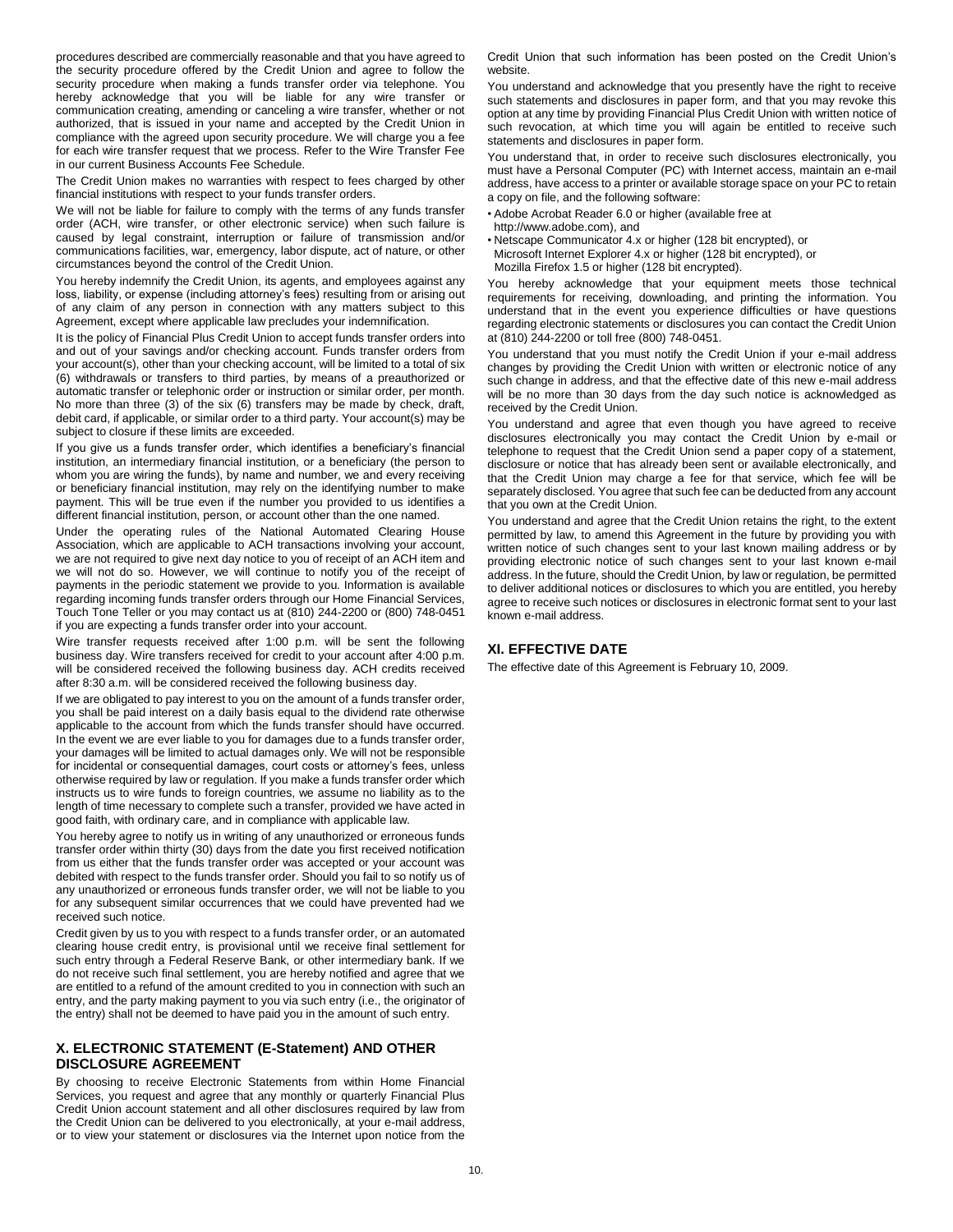procedures described are commercially reasonable and that you have agreed to the security procedure offered by the Credit Union and agree to follow the security procedure when making a funds transfer order via telephone. You hereby acknowledge that you will be liable for any wire transfer or communication creating, amending or canceling a wire transfer, whether or not authorized, that is issued in your name and accepted by the Credit Union in compliance with the agreed upon security procedure. We will charge you a fee for each wire transfer request that we process. Refer to the Wire Transfer Fee in our current Business Accounts Fee Schedule.

The Credit Union makes no warranties with respect to fees charged by other financial institutions with respect to your funds transfer orders.

We will not be liable for failure to comply with the terms of any funds transfer order (ACH, wire transfer, or other electronic service) when such failure is caused by legal constraint, interruption or failure of transmission and/or communications facilities, war, emergency, labor dispute, act of nature, or other circumstances beyond the control of the Credit Union.

You hereby indemnify the Credit Union, its agents, and employees against any loss, liability, or expense (including attorney's fees) resulting from or arising out of any claim of any person in connection with any matters subject to this Agreement, except where applicable law precludes your indemnification.

It is the policy of Financial Plus Credit Union to accept funds transfer orders into and out of your savings and/or checking account. Funds transfer orders from your account(s), other than your checking account, will be limited to a total of six (6) withdrawals or transfers to third parties, by means of a preauthorized or automatic transfer or telephonic order or instruction or similar order, per month. No more than three (3) of the six (6) transfers may be made by check, draft, debit card, if applicable, or similar order to a third party. Your account(s) may be subject to closure if these limits are exceeded.

If you give us a funds transfer order, which identifies a beneficiary's financial institution, an intermediary financial institution, or a beneficiary (the person to whom you are wiring the funds), by name and number, we and every receiving or beneficiary financial institution, may rely on the identifying number to make payment. This will be true even if the number you provided to us identifies a different financial institution, person, or account other than the one named.

Under the operating rules of the National Automated Clearing House Association, which are applicable to ACH transactions involving your account, we are not required to give next day notice to you of receipt of an ACH item and we will not do so. However, we will continue to notify you of the receipt of payments in the periodic statement we provide to you. Information is available regarding incoming funds transfer orders through our Home Financial Services, Touch Tone Teller or you may contact us at (810) 244-2200 or (800) 748-0451 if you are expecting a funds transfer order into your account.

Wire transfer requests received after 1:00 p.m. will be sent the following business day. Wire transfers received for credit to your account after 4:00 p.m. will be considered received the following business day. ACH credits received after 8:30 a.m. will be considered received the following business day.

If we are obligated to pay interest to you on the amount of a funds transfer order, you shall be paid interest on a daily basis equal to the dividend rate otherwise applicable to the account from which the funds transfer should have occurred. In the event we are ever liable to you for damages due to a funds transfer order, your damages will be limited to actual damages only. We will not be responsible for incidental or consequential damages, court costs or attorney's fees, unless otherwise required by law or regulation. If you make a funds transfer order which instructs us to wire funds to foreign countries, we assume no liability as to the length of time necessary to complete such a transfer, provided we have acted in good faith, with ordinary care, and in compliance with applicable law.

You hereby agree to notify us in writing of any unauthorized or erroneous funds transfer order within thirty (30) days from the date you first received notification from us either that the funds transfer order was accepted or your account was debited with respect to the funds transfer order. Should you fail to so notify us of any unauthorized or erroneous funds transfer order, we will not be liable to you for any subsequent similar occurrences that we could have prevented had we received such notice.

Credit given by us to you with respect to a funds transfer order, or an automated clearing house credit entry, is provisional until we receive final settlement for such entry through a Federal Reserve Bank, or other intermediary bank. If we do not receive such final settlement, you are hereby notified and agree that we are entitled to a refund of the amount credited to you in connection with such an entry, and the party making payment to you via such entry (i.e., the originator of the entry) shall not be deemed to have paid you in the amount of such entry.

## X. ELECTRONIC STATEMENT (E-Statement) AND OTHER DISCLOSURE AGREEMENT

By choosing to receive Electronic Statements from within Home Financial Services, you request and agree that any monthly or quarterly Financial Plus Credit Union account statement and all other disclosures required by law from the Credit Union can be delivered to you electronically, at your e-mail address, or to view your statement or disclosures via the Internet upon notice from the Credit Union that such information has been posted on the Credit Union's website.

You understand and acknowledge that you presently have the right to receive such statements and disclosures in paper form, and that you may revoke this option at any time by providing Financial Plus Credit Union with written notice of such revocation, at which time you will again be entitled to receive such statements and disclosures in paper form.

You understand that, in order to receive such disclosures electronically, you must have a Personal Computer (PC) with Internet access, maintain an e-mail address, have access to a printer or available storage space on your PC to retain a copy on file, and the following software:

- Adobe Acrobat Reader 6.0 or higher (available free at http://www.adobe.com), and
- Netscape Communicator 4.x or higher (128 bit encrypted), or Microsoft Internet Explorer 4.x or higher (128 bit encrypted), or Mozilla Firefox 1.5 or higher (128 bit encrypted).

You hereby acknowledge that your equipment meets those technical requirements for receiving, downloading, and printing the information. You understand that in the event you experience difficulties or have questions regarding electronic statements or disclosures you can contact the Credit Union at (810) 244-2200 or toll free (800) 748-0451.

You understand that you must notify the Credit Union if your e-mail address changes by providing the Credit Union with written or electronic notice of any such change in address, and that the effective date of this new e-mail address will be no more than 30 days from the day such notice is acknowledged as received by the Credit Union.

You understand and agree that even though you have agreed to receive disclosures electronically you may contact the Credit Union by e-mail or telephone to request that the Credit Union send a paper copy of a statement, disclosure or notice that has already been sent or available electronically, and that the Credit Union may charge a fee for that service, which fee will be separately disclosed. You agree that such fee can be deducted from any account that you own at the Credit Union.

You understand and agree that the Credit Union retains the right, to the extent permitted by law, to amend this Agreement in the future by providing you with written notice of such changes sent to your last known mailing address or by providing electronic notice of such changes sent to your last known e-mail address. In the future, should the Credit Union, by law or regulation, be permitted to deliver additional notices or disclosures to which you are entitled, you hereby agree to receive such notices or disclosures in electronic format sent to your last known e-mail address.

## XI. EFFECTIVE DATE

The effective date of this Agreement is February 10, 2009.